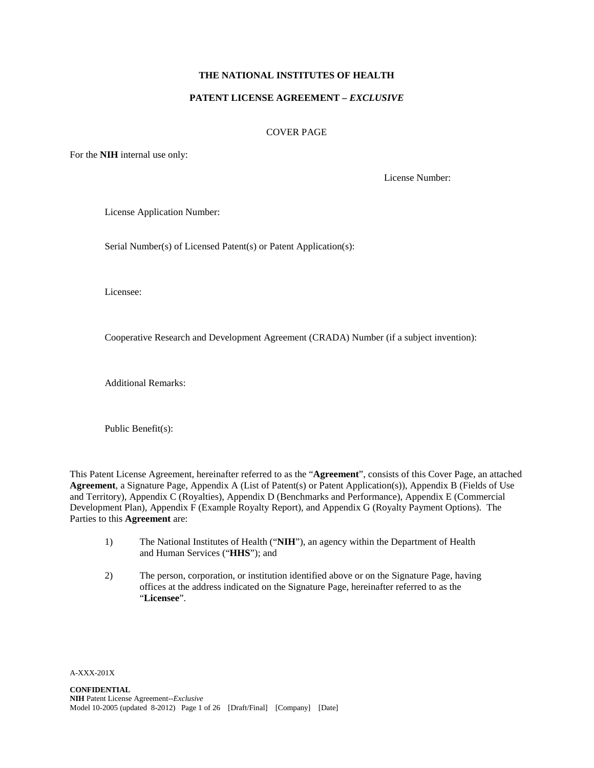# THE NATIONAL INSTITUTES OF HEALTH

## PATENT LICENSE AGREEMENT – *EXCLUSIVE*

COVER PAGE

For the **NIH** internal use only:

License Number:

License Application Number:

Serial Number(s) of Licensed Patent(s) or Patent Application(s):

Licensee:

Cooperative Research and Development Agreement (CRADA) Number (if a subject invention):

Additional Remarks:

Public Benefit(s):

This Patent License Agreement, hereinafter referred to as the "**Agreement**", consists of this Cover Page, an attached **Agreement**, a Signature Page, Appendix A (List of Patent(s) or Patent Application(s)), Appendix B (Fields of Use and Territory), Appendix C (Royalties), Appendix D (Benchmarks and Performance), Appendix E (Commercial Development Plan), Appendix F (Example Royalty Report), and Appendix G (Royalty Payment Options). The Parties to this **Agreement** are:

1) The National Institutes of Health ("**NIH**"), an agency within the Department of Health and Human Services ("**HHS**"); and

2) The person, corporation, or institution identified above or on the Signature Page, having offices at the address indicated on the Signature Page, hereinafter referred to as the "**Licensee**".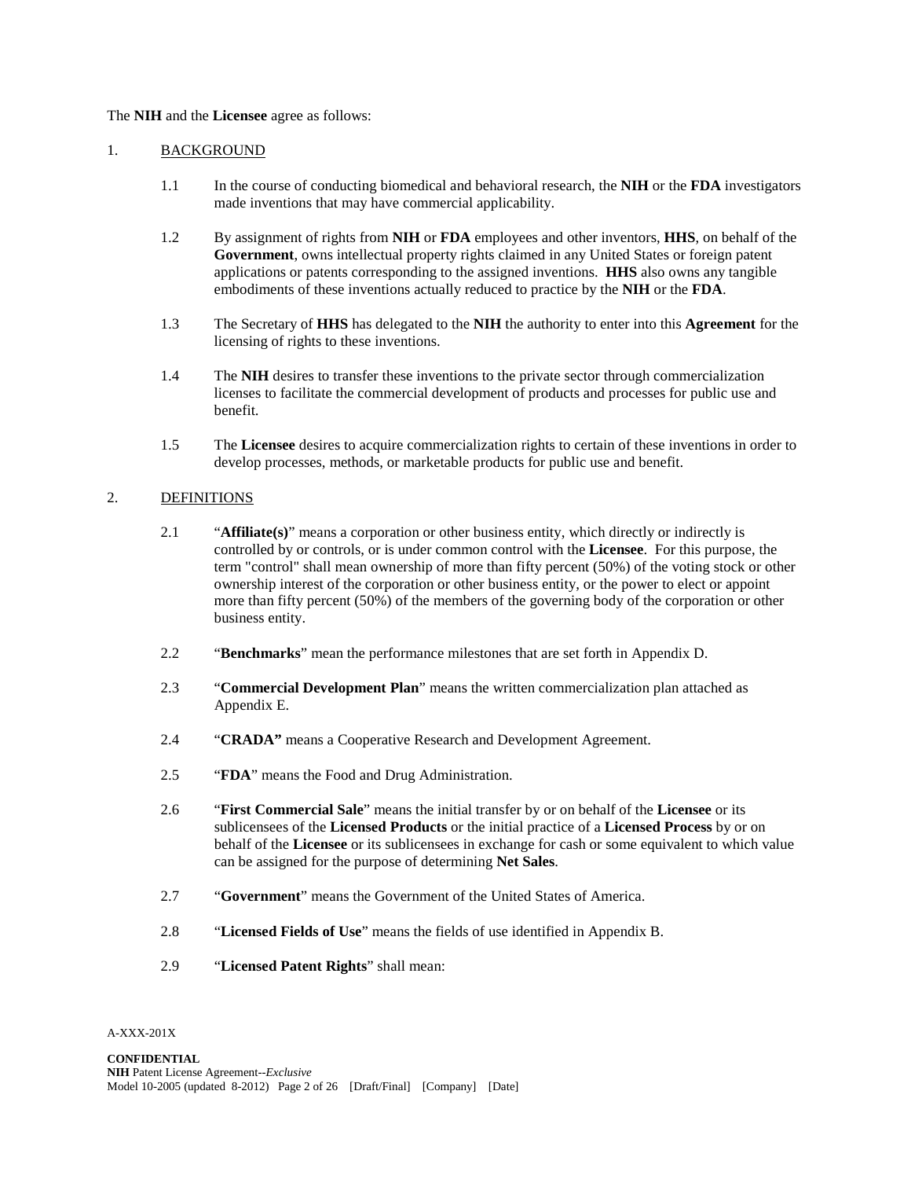The **NIH** and the **Licensee** agree as follows:

1. BACKGROUND

   1.1 In the course of conducting biomedical and behavioral research, the **NIH** or the **FDA** investigators made inventions that may have commercial applicability.

   1.2 By assignment of rights from **NIH** or **FDA** employees and other inventors, **HHS**, on behalf of the **Government**, owns intellectual property rights claimed in any United States or foreign patent applications or patents corresponding to the assigned inventions. **HHS** also owns any tangible embodiments of these inventions actually reduced to practice by the **NIH** or the **FDA**.

   1.3 The Secretary of **HHS** has delegated to the **NIH** the authority to enter into this **Agreement** for the licensing of rights to these inventions.

   1.4 The **NIH** desires to transfer these inventions to the private sector through commercialization licenses to facilitate the commercial development of products and processes for public use and benefit.

   1.5 The **Licensee** desires to acquire commercialization rights to certain of these inventions in order to develop processes, methods, or marketable products for public use and benefit.

2. DEFINITIONS

   2.1 "**Affiliate(s)**" means a corporation or other business entity, which directly or indirectly is controlled by or controls, or is under common control with the **Licensee**. For this purpose, the term "control" shall mean ownership of more than fifty percent (50%) of the voting stock or other ownership interest of the corporation or other business entity, or the power to elect or appoint more than fifty percent (50%) of the members of the governing body of the corporation or other business entity.

   2.2 "**Benchmarks**" mean the performance milestones that are set forth in Appendix D.

   2.3 "**Commercial Development Plan**" means the written commercialization plan attached as Appendix E.

   2.4 "**CRADA"** means a Cooperative Research and Development Agreement.

   2.5 "**FDA**" means the Food and Drug Administration.

   2.6 "**First Commercial Sale**" means the initial transfer by or on behalf of the **Licensee** or its sublicensees of the **Licensed Products** or the initial practice of a **Licensed Process** by or on behalf of the **Licensee** or its sublicensees in exchange for cash or some equivalent to which value can be assigned for the purpose of determining **Net Sales**.

   2.7 "**Government**" means the Government of the United States of America.

   2.8 "**Licensed Fields of Use**" means the fields of use identified in Appendix B.

   2.9 "**Licensed Patent Rights**" shall mean: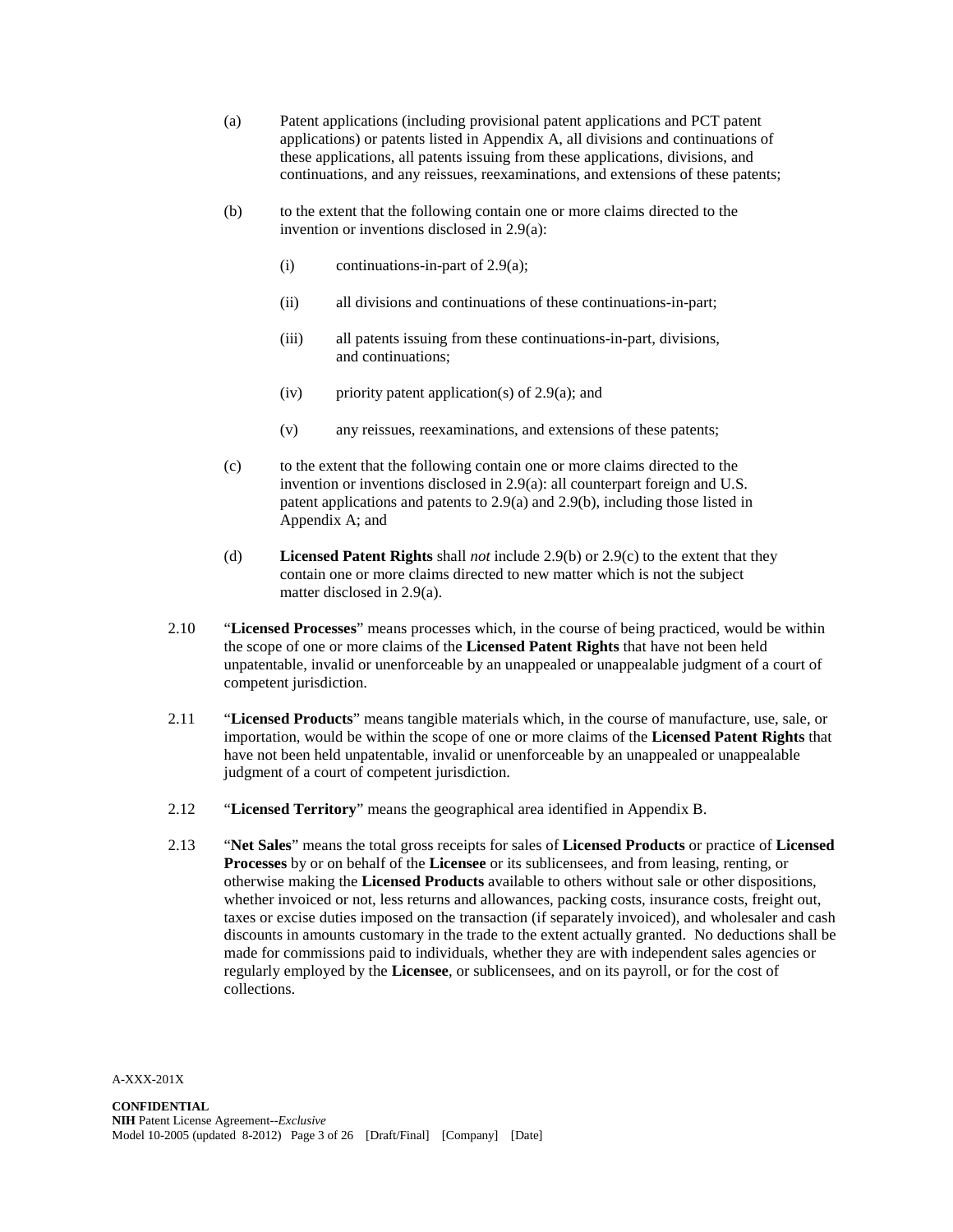(a) Patent applications (including provisional patent applications and PCT patent applications) or patents listed in Appendix A, all divisions and continuations of these applications, all patents issuing from these applications, divisions, and continuations, and any reissues, reexaminations, and extensions of these patents;

(b) to the extent that the following contain one or more claims directed to the invention or inventions disclosed in 2.9(a):

(i) continuations-in-part of 2.9(a);

(ii) all divisions and continuations of these continuations-in-part;

(iii) all patents issuing from these continuations-in-part, divisions, and continuations;

(iv) priority patent application(s) of 2.9(a); and

(v) any reissues, reexaminations, and extensions of these patents;

(c) to the extent that the following contain one or more claims directed to the invention or inventions disclosed in 2.9(a): all counterpart foreign and U.S. patent applications and patents to 2.9(a) and 2.9(b), including those listed in Appendix A; and

(d) **Licensed Patent Rights** shall *not* include 2.9(b) or 2.9(c) to the extent that they contain one or more claims directed to new matter which is not the subject matter disclosed in 2.9(a).

2.10 "**Licensed Processes**" means processes which, in the course of being practiced, would be within the scope of one or more claims of the **Licensed Patent Rights** that have not been held unpatentable, invalid or unenforceable by an unappealed or unappealable judgment of a court of competent jurisdiction.

2.11 "**Licensed Products**" means tangible materials which, in the course of manufacture, use, sale, or importation, would be within the scope of one or more claims of the **Licensed Patent Rights** that have not been held unpatentable, invalid or unenforceable by an unappealed or unappealable judgment of a court of competent jurisdiction.

2.12 "**Licensed Territory**" means the geographical area identified in Appendix B.

2.13 "**Net Sales**" means the total gross receipts for sales of **Licensed Products** or practice of **Licensed Processes** by or on behalf of the **Licensee** or its sublicensees, and from leasing, renting, or otherwise making the **Licensed Products** available to others without sale or other dispositions, whether invoiced or not, less returns and allowances, packing costs, insurance costs, freight out, taxes or excise duties imposed on the transaction (if separately invoiced), and wholesaler and cash discounts in amounts customary in the trade to the extent actually granted. No deductions shall be made for commissions paid to individuals, whether they are with independent sales agencies or regularly employed by the **Licensee**, or sublicensees, and on its payroll, or for the cost of collections.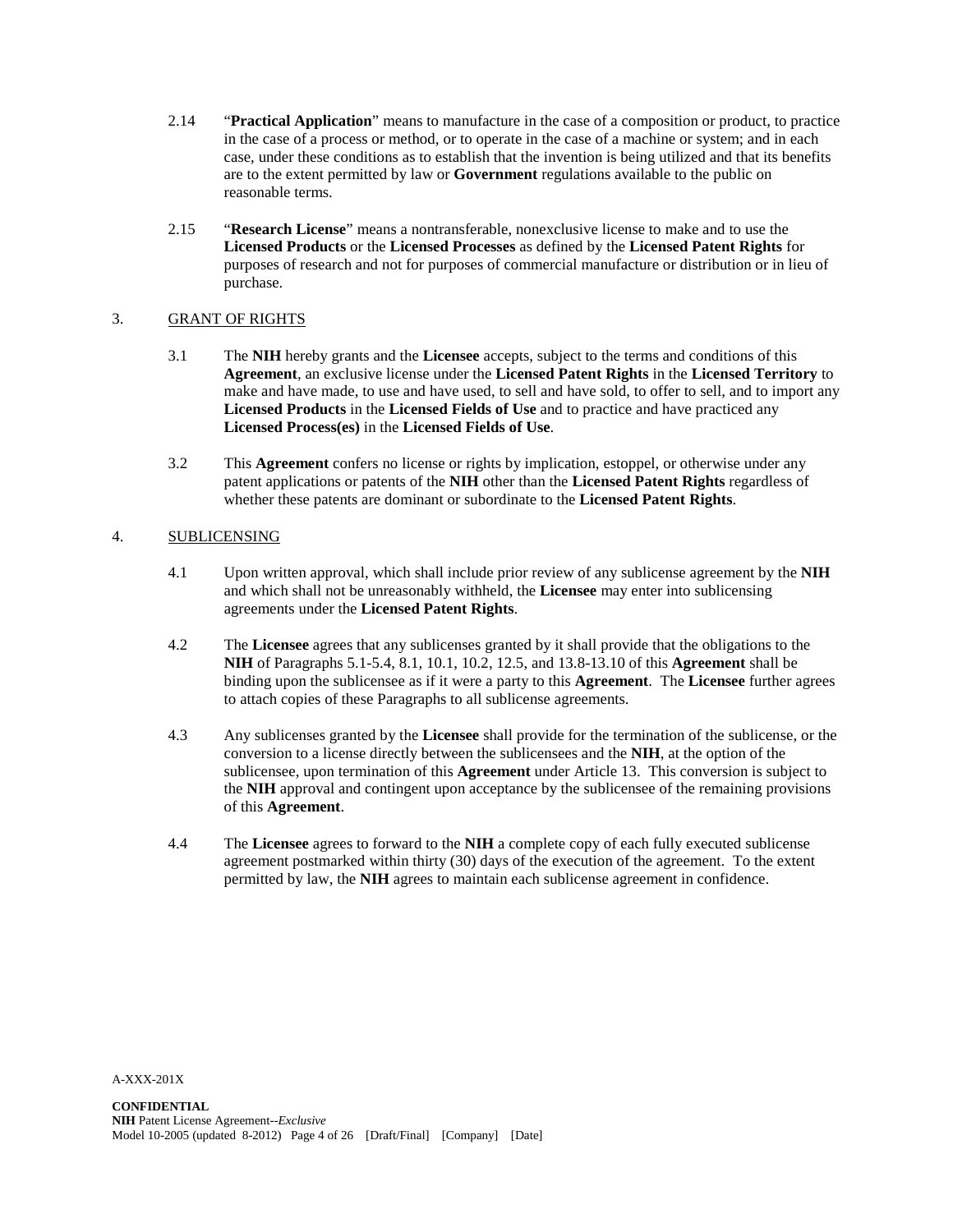2.14 "**Practical Application**" means to manufacture in the case of a composition or product, to practice in the case of a process or method, or to operate in the case of a machine or system; and in each case, under these conditions as to establish that the invention is being utilized and that its benefits are to the extent permitted by law or **Government** regulations available to the public on reasonable terms.

2.15 "**Research License**" means a nontransferable, nonexclusive license to make and to use the **Licensed Products** or the **Licensed Processes** as defined by the **Licensed Patent Rights** for purposes of research and not for purposes of commercial manufacture or distribution or in lieu of purchase.

## 3. GRANT OF RIGHTS

3.1 The **NIH** hereby grants and the **Licensee** accepts, subject to the terms and conditions of this **Agreement**, an exclusive license under the **Licensed Patent Rights** in the **Licensed Territory** to make and have made, to use and have used, to sell and have sold, to offer to sell, and to import any **Licensed Products** in the **Licensed Fields of Use** and to practice and have practiced any **Licensed Process(es)** in the **Licensed Fields of Use**.

3.2 This **Agreement** confers no license or rights by implication, estoppel, or otherwise under any patent applications or patents of the **NIH** other than the **Licensed Patent Rights** regardless of whether these patents are dominant or subordinate to the **Licensed Patent Rights**.

## 4. SUBLICENSING

4.1 Upon written approval, which shall include prior review of any sublicense agreement by the **NIH** and which shall not be unreasonably withheld, the **Licensee** may enter into sublicensing agreements under the **Licensed Patent Rights**.

4.2 The **Licensee** agrees that any sublicenses granted by it shall provide that the obligations to the **NIH** of Paragraphs 5.1-5.4, 8.1, 10.1, 10.2, 12.5, and 13.8-13.10 of this **Agreement** shall be binding upon the sublicensee as if it were a party to this **Agreement**. The **Licensee** further agrees to attach copies of these Paragraphs to all sublicense agreements.

4.3 Any sublicenses granted by the **Licensee** shall provide for the termination of the sublicense, or the conversion to a license directly between the sublicensees and the **NIH**, at the option of the sublicensee, upon termination of this **Agreement** under Article 13. This conversion is subject to the **NIH** approval and contingent upon acceptance by the sublicensee of the remaining provisions of this **Agreement**.

4.4 The **Licensee** agrees to forward to the **NIH** a complete copy of each fully executed sublicense agreement postmarked within thirty (30) days of the execution of the agreement. To the extent permitted by law, the **NIH** agrees to maintain each sublicense agreement in confidence.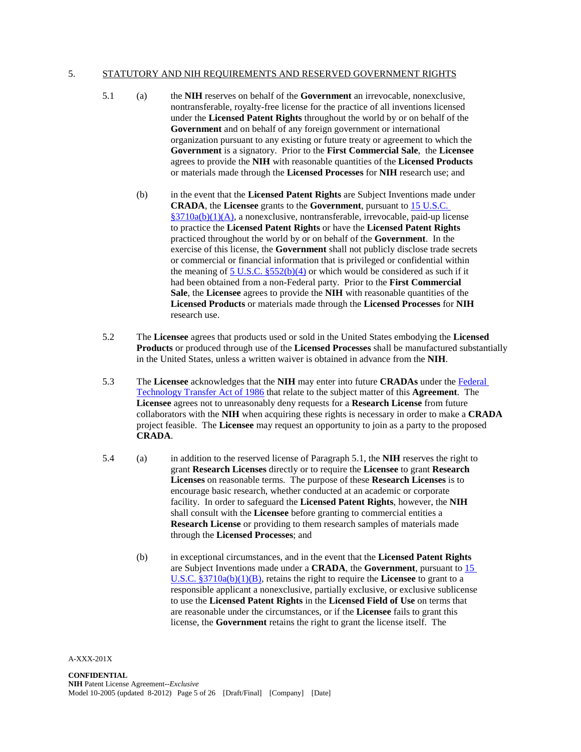5. STATUTORY AND NIH REQUIREMENTS AND RESERVED GOVERNMENT RIGHTS

5.1 (a) the **NIH** reserves on behalf of the **Government** an irrevocable, nonexclusive, nontransferable, royalty-free license for the practice of all inventions licensed under the **Licensed Patent Rights** throughout the world by or on behalf of the **Government** and on behalf of any foreign government or international organization pursuant to any existing or future treaty or agreement to which the **Government** is a signatory. Prior to the **First Commercial Sale**, the **Licensee** agrees to provide the **NIH** with reasonable quantities of the **Licensed Products** or materials made through the **Licensed Processes** for **NIH** research use; and

(b) in the event that the **Licensed Patent Rights** are Subject Inventions made under **CRADA**, the **Licensee** grants to the **Government**, pursuant to 15 U.S.C. §3710a(b)(1)(A), a nonexclusive, nontransferable, irrevocable, paid-up license to practice the **Licensed Patent Rights** or have the **Licensed Patent Rights** practiced throughout the world by or on behalf of the **Government**. In the exercise of this license, the **Government** shall not publicly disclose trade secrets or commercial or financial information that is privileged or confidential within the meaning of 5 U.S.C. §552(b)(4) or which would be considered as such if it had been obtained from a non-Federal party. Prior to the **First Commercial Sale**, the **Licensee** agrees to provide the **NIH** with reasonable quantities of the **Licensed Products** or materials made through the **Licensed Processes** for **NIH** research use.

5.2 The **Licensee** agrees that products used or sold in the United States embodying the **Licensed Products** or produced through use of the **Licensed Processes** shall be manufactured substantially in the United States, unless a written waiver is obtained in advance from the **NIH**.

5.3 The **Licensee** acknowledges that the **NIH** may enter into future **CRADAs** under the Federal Technology Transfer Act of 1986 that relate to the subject matter of this **Agreement**. The **Licensee** agrees not to unreasonably deny requests for a **Research License** from future collaborators with the **NIH** when acquiring these rights is necessary in order to make a **CRADA** project feasible. The **Licensee** may request an opportunity to join as a party to the proposed **CRADA**.

5.4 (a) in addition to the reserved license of Paragraph 5.1, the **NIH** reserves the right to grant **Research Licenses** directly or to require the **Licensee** to grant **Research Licenses** on reasonable terms. The purpose of these **Research Licenses** is to encourage basic research, whether conducted at an academic or corporate facility. In order to safeguard the **Licensed Patent Rights**, however, the **NIH** shall consult with the **Licensee** before granting to commercial entities a **Research License** or providing to them research samples of materials made through the **Licensed Processes**; and

(b) in exceptional circumstances, and in the event that the **Licensed Patent Rights** are Subject Inventions made under a **CRADA**, the **Government**, pursuant to 15 U.S.C. §3710a(b)(1)(B), retains the right to require the **Licensee** to grant to a responsible applicant a nonexclusive, partially exclusive, or exclusive sublicense to use the **Licensed Patent Rights** in the **Licensed Field of Use** on terms that are reasonable under the circumstances, or if the **Licensee** fails to grant this license, the **Government** retains the right to grant the license itself. The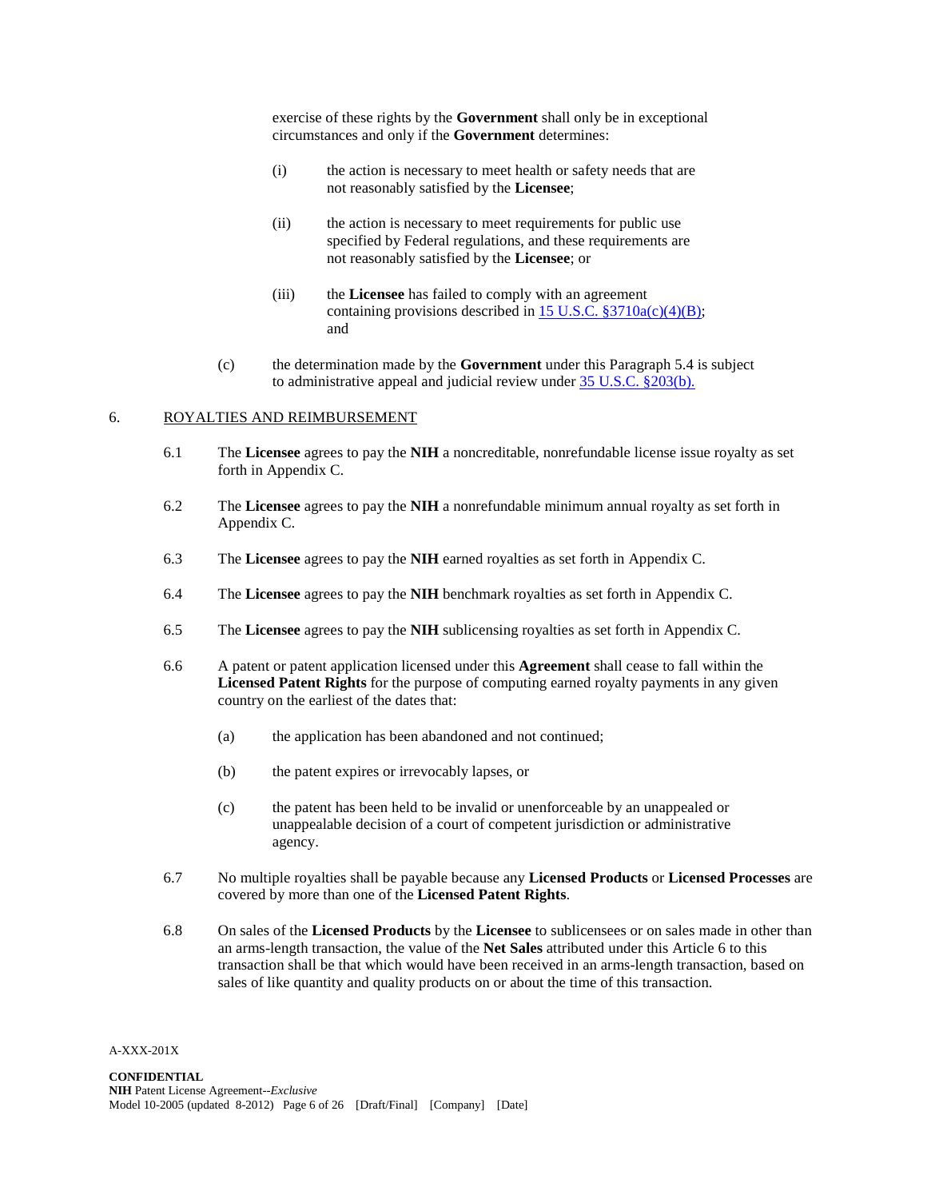exercise of these rights by the **Government** shall only be in exceptional circumstances and only if the **Government** determines:

(i) the action is necessary to meet health or safety needs that are not reasonably satisfied by the **Licensee**;

(ii) the action is necessary to meet requirements for public use specified by Federal regulations, and these requirements are not reasonably satisfied by the **Licensee**; or

(iii) the **Licensee** has failed to comply with an agreement containing provisions described in 15 U.S.C. §3710a(c)(4)(B); and

(c) the determination made by the **Government** under this Paragraph 5.4 is subject to administrative appeal and judicial review under 35 U.S.C. §203(b).

## 6. ROYALTIES AND REIMBURSEMENT

6.1 The **Licensee** agrees to pay the **NIH** a noncreditable, nonrefundable license issue royalty as set forth in Appendix C.

6.2 The **Licensee** agrees to pay the **NIH** a nonrefundable minimum annual royalty as set forth in Appendix C.

6.3 The **Licensee** agrees to pay the **NIH** earned royalties as set forth in Appendix C.

6.4 The **Licensee** agrees to pay the **NIH** benchmark royalties as set forth in Appendix C.

6.5 The **Licensee** agrees to pay the **NIH** sublicensing royalties as set forth in Appendix C.

6.6 A patent or patent application licensed under this **Agreement** shall cease to fall within the **Licensed Patent Rights** for the purpose of computing earned royalty payments in any given country on the earliest of the dates that:

(a) the application has been abandoned and not continued;

(b) the patent expires or irrevocably lapses, or

(c) the patent has been held to be invalid or unenforceable by an unappealed or unappealable decision of a court of competent jurisdiction or administrative agency.

6.7 No multiple royalties shall be payable because any **Licensed Products** or **Licensed Processes** are covered by more than one of the **Licensed Patent Rights**.

6.8 On sales of the **Licensed Products** by the **Licensee** to sublicensees or on sales made in other than an arms-length transaction, the value of the **Net Sales** attributed under this Article 6 to this transaction shall be that which would have been received in an arms-length transaction, based on sales of like quantity and quality products on or about the time of this transaction.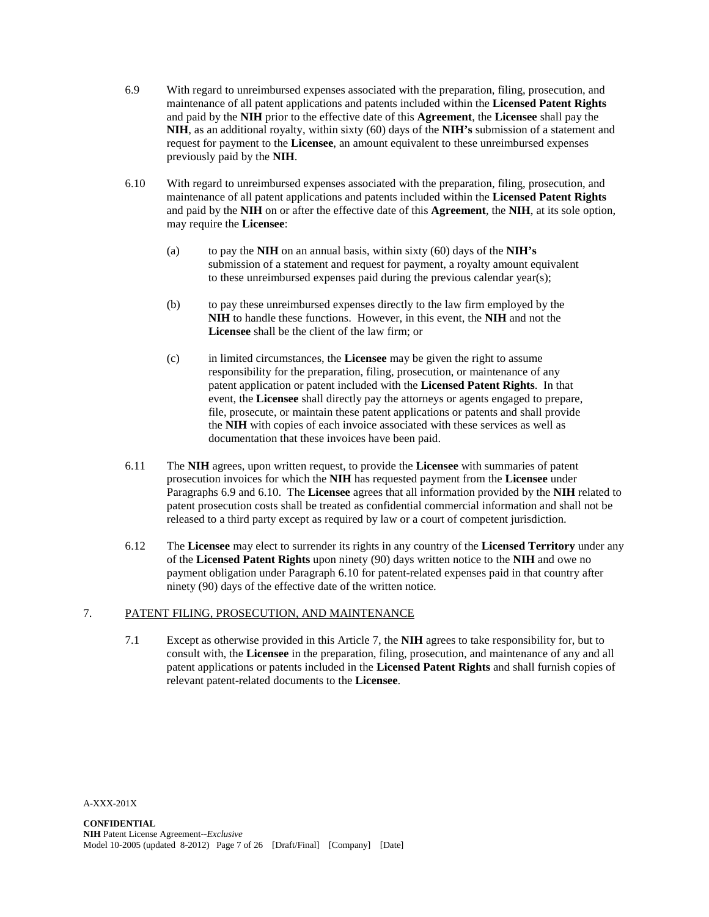6.9 With regard to unreimbursed expenses associated with the preparation, filing, prosecution, and maintenance of all patent applications and patents included within the **Licensed Patent Rights** and paid by the **NIH** prior to the effective date of this **Agreement**, the **Licensee** shall pay the **NIH**, as an additional royalty, within sixty (60) days of the **NIH's** submission of a statement and request for payment to the **Licensee**, an amount equivalent to these unreimbursed expenses previously paid by the **NIH**.

6.10 With regard to unreimbursed expenses associated with the preparation, filing, prosecution, and maintenance of all patent applications and patents included within the **Licensed Patent Rights** and paid by the **NIH** on or after the effective date of this **Agreement**, the **NIH**, at its sole option, may require the **Licensee**:

(a) to pay the **NIH** on an annual basis, within sixty (60) days of the **NIH's** submission of a statement and request for payment, a royalty amount equivalent to these unreimbursed expenses paid during the previous calendar year(s);

(b) to pay these unreimbursed expenses directly to the law firm employed by the **NIH** to handle these functions. However, in this event, the **NIH** and not the **Licensee** shall be the client of the law firm; or

(c) in limited circumstances, the **Licensee** may be given the right to assume responsibility for the preparation, filing, prosecution, or maintenance of any patent application or patent included with the **Licensed Patent Rights**. In that event, the **Licensee** shall directly pay the attorneys or agents engaged to prepare, file, prosecute, or maintain these patent applications or patents and shall provide the **NIH** with copies of each invoice associated with these services as well as documentation that these invoices have been paid.

6.11 The **NIH** agrees, upon written request, to provide the **Licensee** with summaries of patent prosecution invoices for which the **NIH** has requested payment from the **Licensee** under Paragraphs 6.9 and 6.10. The **Licensee** agrees that all information provided by the **NIH** related to patent prosecution costs shall be treated as confidential commercial information and shall not be released to a third party except as required by law or a court of competent jurisdiction.

6.12 The **Licensee** may elect to surrender its rights in any country of the **Licensed Territory** under any of the **Licensed Patent Rights** upon ninety (90) days written notice to the **NIH** and owe no payment obligation under Paragraph 6.10 for patent-related expenses paid in that country after ninety (90) days of the effective date of the written notice.

## 7. PATENT FILING, PROSECUTION, AND MAINTENANCE

7.1 Except as otherwise provided in this Article 7, the **NIH** agrees to take responsibility for, but to consult with, the **Licensee** in the preparation, filing, prosecution, and maintenance of any and all patent applications or patents included in the **Licensed Patent Rights** and shall furnish copies of relevant patent-related documents to the **Licensee**.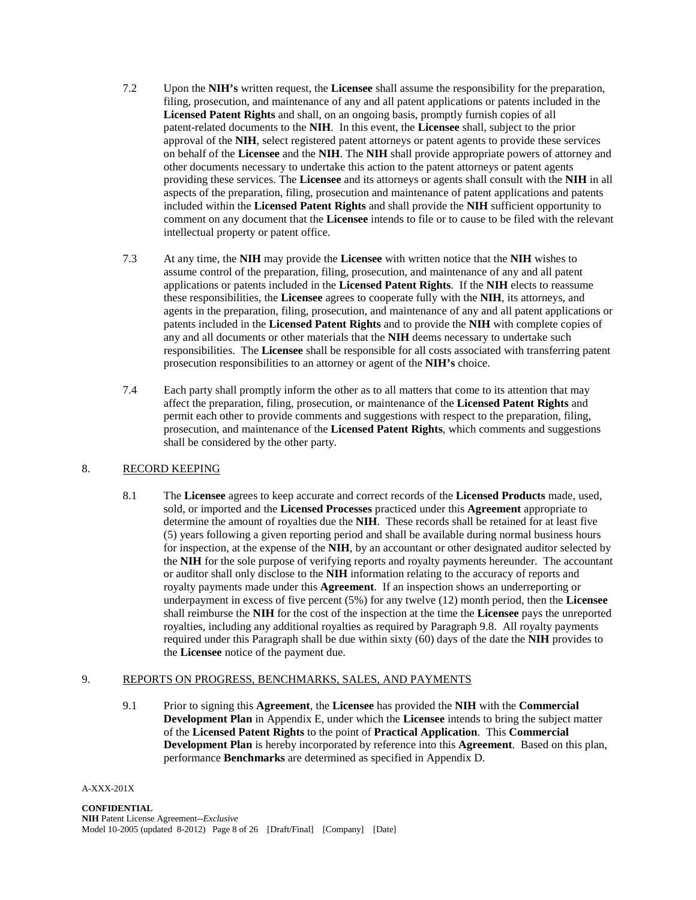7.2 Upon the **NIH's** written request, the **Licensee** shall assume the responsibility for the preparation, filing, prosecution, and maintenance of any and all patent applications or patents included in the **Licensed Patent Rights** and shall, on an ongoing basis, promptly furnish copies of all patent-related documents to the **NIH**. In this event, the **Licensee** shall, subject to the prior approval of the **NIH**, select registered patent attorneys or patent agents to provide these services on behalf of the **Licensee** and the **NIH**. The **NIH** shall provide appropriate powers of attorney and other documents necessary to undertake this action to the patent attorneys or patent agents providing these services. The **Licensee** and its attorneys or agents shall consult with the **NIH** in all aspects of the preparation, filing, prosecution and maintenance of patent applications and patents included within the **Licensed Patent Rights** and shall provide the **NIH** sufficient opportunity to comment on any document that the **Licensee** intends to file or to cause to be filed with the relevant intellectual property or patent office.

7.3 At any time, the **NIH** may provide the **Licensee** with written notice that the **NIH** wishes to assume control of the preparation, filing, prosecution, and maintenance of any and all patent applications or patents included in the **Licensed Patent Rights**. If the **NIH** elects to reassume these responsibilities, the **Licensee** agrees to cooperate fully with the **NIH**, its attorneys, and agents in the preparation, filing, prosecution, and maintenance of any and all patent applications or patents included in the **Licensed Patent Rights** and to provide the **NIH** with complete copies of any and all documents or other materials that the **NIH** deems necessary to undertake such responsibilities. The **Licensee** shall be responsible for all costs associated with transferring patent prosecution responsibilities to an attorney or agent of the **NIH's** choice.

7.4 Each party shall promptly inform the other as to all matters that come to its attention that may affect the preparation, filing, prosecution, or maintenance of the **Licensed Patent Rights** and permit each other to provide comments and suggestions with respect to the preparation, filing, prosecution, and maintenance of the **Licensed Patent Rights**, which comments and suggestions shall be considered by the other party.

## 8. RECORD KEEPING

8.1 The **Licensee** agrees to keep accurate and correct records of the **Licensed Products** made, used, sold, or imported and the **Licensed Processes** practiced under this **Agreement** appropriate to determine the amount of royalties due the **NIH**. These records shall be retained for at least five (5) years following a given reporting period and shall be available during normal business hours for inspection, at the expense of the **NIH**, by an accountant or other designated auditor selected by the **NIH** for the sole purpose of verifying reports and royalty payments hereunder. The accountant or auditor shall only disclose to the **NIH** information relating to the accuracy of reports and royalty payments made under this **Agreement**. If an inspection shows an underreporting or underpayment in excess of five percent (5%) for any twelve (12) month period, then the **Licensee** shall reimburse the **NIH** for the cost of the inspection at the time the **Licensee** pays the unreported royalties, including any additional royalties as required by Paragraph 9.8. All royalty payments required under this Paragraph shall be due within sixty (60) days of the date the **NIH** provides to the **Licensee** notice of the payment due.

## 9. REPORTS ON PROGRESS, BENCHMARKS, SALES, AND PAYMENTS

9.1 Prior to signing this **Agreement**, the **Licensee** has provided the **NIH** with the **Commercial Development Plan** in Appendix E, under which the **Licensee** intends to bring the subject matter of the **Licensed Patent Rights** to the point of **Practical Application**. This **Commercial Development Plan** is hereby incorporated by reference into this **Agreement**. Based on this plan, performance **Benchmarks** are determined as specified in Appendix D.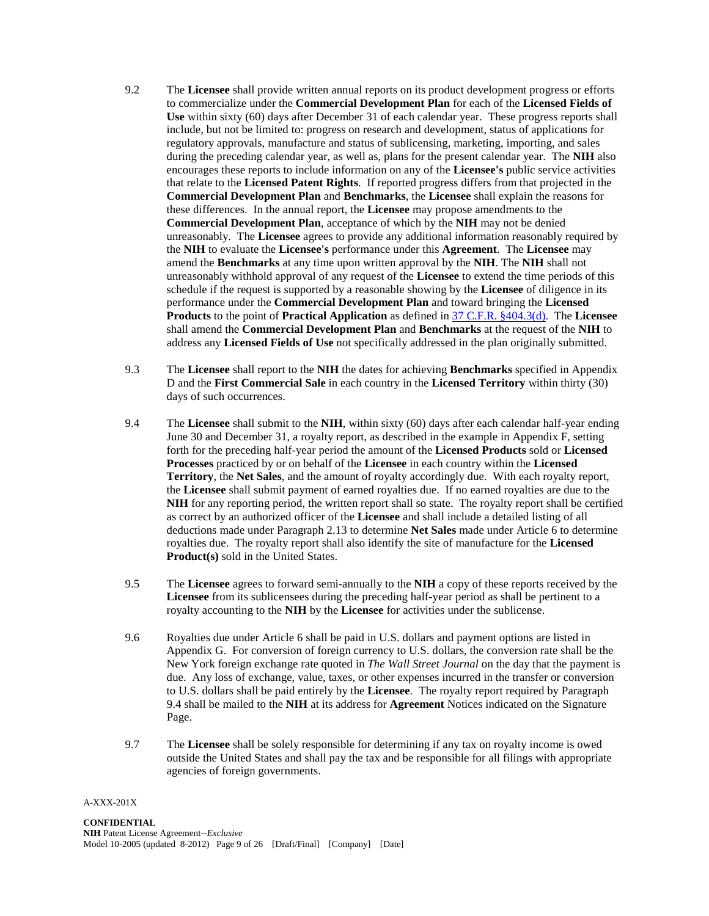9.2 The **Licensee** shall provide written annual reports on its product development progress or efforts to commercialize under the **Commercial Development Plan** for each of the **Licensed Fields of Use** within sixty (60) days after December 31 of each calendar year. These progress reports shall include, but not be limited to: progress on research and development, status of applications for regulatory approvals, manufacture and status of sublicensing, marketing, importing, and sales during the preceding calendar year, as well as, plans for the present calendar year. The **NIH** also encourages these reports to include information on any of the **Licensee's** public service activities that relate to the **Licensed Patent Rights**. If reported progress differs from that projected in the **Commercial Development Plan** and **Benchmarks**, the **Licensee** shall explain the reasons for these differences. In the annual report, the **Licensee** may propose amendments to the **Commercial Development Plan**, acceptance of which by the **NIH** may not be denied unreasonably. The **Licensee** agrees to provide any additional information reasonably required by the **NIH** to evaluate the **Licensee's** performance under this **Agreement**. The **Licensee** may amend the **Benchmarks** at any time upon written approval by the **NIH**. The **NIH** shall not unreasonably withhold approval of any request of the **Licensee** to extend the time periods of this schedule if the request is supported by a reasonable showing by the **Licensee** of diligence in its performance under the **Commercial Development Plan** and toward bringing the **Licensed Products** to the point of **Practical Application** as defined in 37 C.F.R. §404.3(d). The **Licensee** shall amend the **Commercial Development Plan** and **Benchmarks** at the request of the **NIH** to address any **Licensed Fields of Use** not specifically addressed in the plan originally submitted.

9.3 The **Licensee** shall report to the **NIH** the dates for achieving **Benchmarks** specified in Appendix D and the **First Commercial Sale** in each country in the **Licensed Territory** within thirty (30) days of such occurrences.

9.4 The **Licensee** shall submit to the **NIH**, within sixty (60) days after each calendar half-year ending June 30 and December 31, a royalty report, as described in the example in Appendix F, setting forth for the preceding half-year period the amount of the **Licensed Products** sold or **Licensed Processes** practiced by or on behalf of the **Licensee** in each country within the **Licensed Territory**, the **Net Sales**, and the amount of royalty accordingly due. With each royalty report, the **Licensee** shall submit payment of earned royalties due. If no earned royalties are due to the **NIH** for any reporting period, the written report shall so state. The royalty report shall be certified as correct by an authorized officer of the **Licensee** and shall include a detailed listing of all deductions made under Paragraph 2.13 to determine **Net Sales** made under Article 6 to determine royalties due. The royalty report shall also identify the site of manufacture for the **Licensed Product(s)** sold in the United States.

9.5 The **Licensee** agrees to forward semi-annually to the **NIH** a copy of these reports received by the **Licensee** from its sublicensees during the preceding half-year period as shall be pertinent to a royalty accounting to the **NIH** by the **Licensee** for activities under the sublicense.

9.6 Royalties due under Article 6 shall be paid in U.S. dollars and payment options are listed in Appendix G. For conversion of foreign currency to U.S. dollars, the conversion rate shall be the New York foreign exchange rate quoted in *The Wall Street Journal* on the day that the payment is due. Any loss of exchange, value, taxes, or other expenses incurred in the transfer or conversion to U.S. dollars shall be paid entirely by the **Licensee**. The royalty report required by Paragraph 9.4 shall be mailed to the **NIH** at its address for **Agreement** Notices indicated on the Signature Page.

9.7 The **Licensee** shall be solely responsible for determining if any tax on royalty income is owed outside the United States and shall pay the tax and be responsible for all filings with appropriate agencies of foreign governments.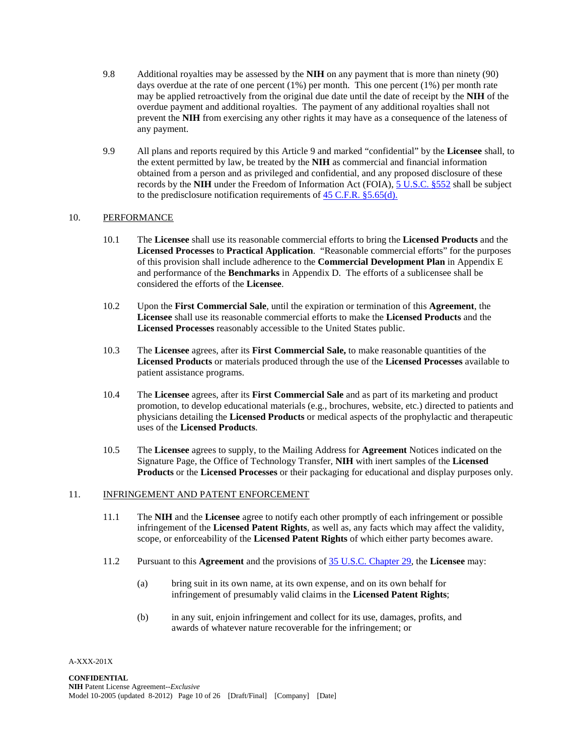9.8 Additional royalties may be assessed by the **NIH** on any payment that is more than ninety (90) days overdue at the rate of one percent (1%) per month. This one percent (1%) per month rate may be applied retroactively from the original due date until the date of receipt by the **NIH** of the overdue payment and additional royalties. The payment of any additional royalties shall not prevent the **NIH** from exercising any other rights it may have as a consequence of the lateness of any payment.

9.9 All plans and reports required by this Article 9 and marked "confidential" by the **Licensee** shall, to the extent permitted by law, be treated by the **NIH** as commercial and financial information obtained from a person and as privileged and confidential, and any proposed disclosure of these records by the **NIH** under the Freedom of Information Act (FOIA), 5 U.S.C. §552 shall be subject to the predisclosure notification requirements of 45 C.F.R. §5.65(d).

## 10. PERFORMANCE

10.1 The **Licensee** shall use its reasonable commercial efforts to bring the **Licensed Products** and the **Licensed Processes** to **Practical Application**. "Reasonable commercial efforts" for the purposes of this provision shall include adherence to the **Commercial Development Plan** in Appendix E and performance of the **Benchmarks** in Appendix D. The efforts of a sublicensee shall be considered the efforts of the **Licensee**.

10.2 Upon the **First Commercial Sale**, until the expiration or termination of this **Agreement**, the **Licensee** shall use its reasonable commercial efforts to make the **Licensed Products** and the **Licensed Processes** reasonably accessible to the United States public.

10.3 The **Licensee** agrees, after its **First Commercial Sale,** to make reasonable quantities of the **Licensed Products** or materials produced through the use of the **Licensed Processes** available to patient assistance programs.

10.4 The **Licensee** agrees, after its **First Commercial Sale** and as part of its marketing and product promotion, to develop educational materials (e.g., brochures, website, etc.) directed to patients and physicians detailing the **Licensed Products** or medical aspects of the prophylactic and therapeutic uses of the **Licensed Products**.

10.5 The **Licensee** agrees to supply, to the Mailing Address for **Agreement** Notices indicated on the Signature Page, the Office of Technology Transfer, **NIH** with inert samples of the **Licensed Products** or the **Licensed Processes** or their packaging for educational and display purposes only.

## 11. INFRINGEMENT AND PATENT ENFORCEMENT

11.1 The **NIH** and the **Licensee** agree to notify each other promptly of each infringement or possible infringement of the **Licensed Patent Rights**, as well as, any facts which may affect the validity, scope, or enforceability of the **Licensed Patent Rights** of which either party becomes aware.

11.2 Pursuant to this **Agreement** and the provisions of 35 U.S.C. Chapter 29, the **Licensee** may:

(a) bring suit in its own name, at its own expense, and on its own behalf for infringement of presumably valid claims in the **Licensed Patent Rights**;

(b) in any suit, enjoin infringement and collect for its use, damages, profits, and awards of whatever nature recoverable for the infringement; or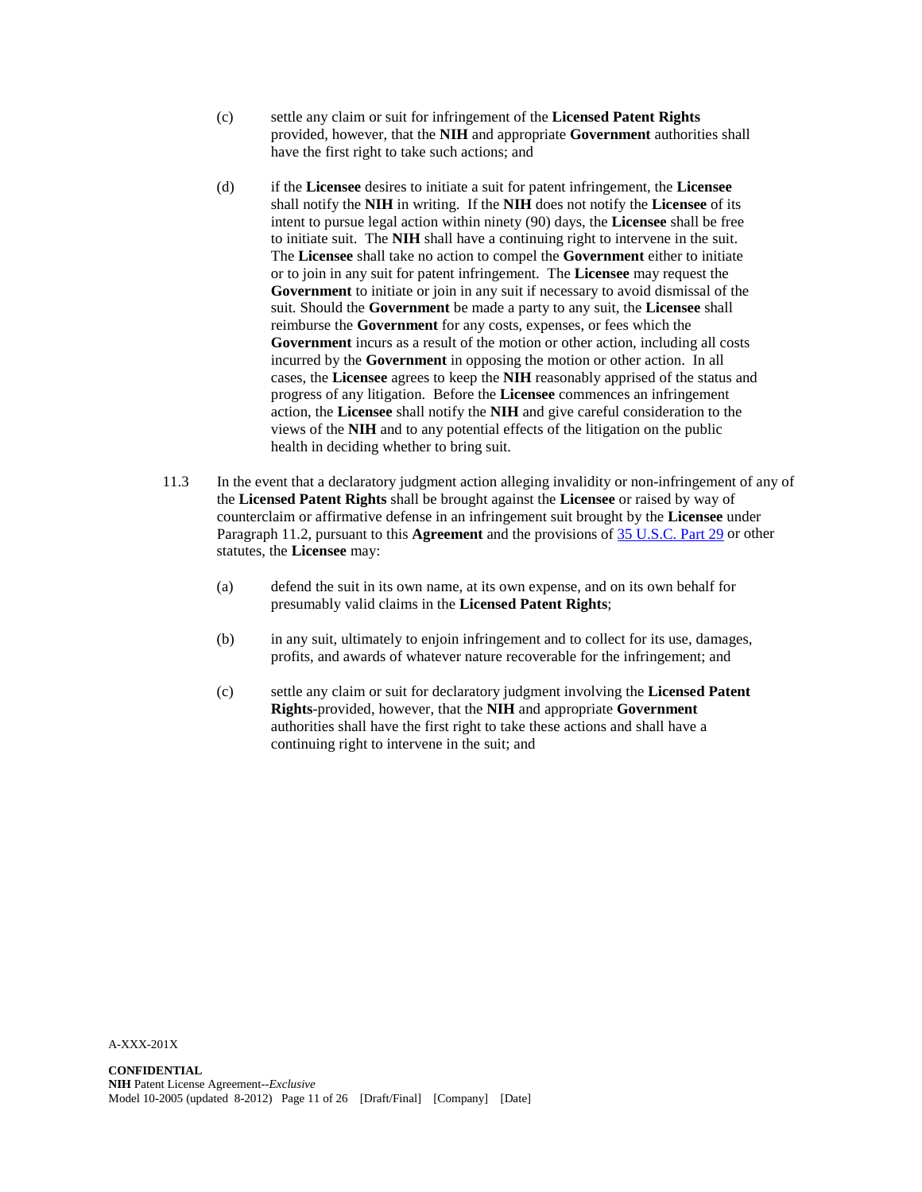(c) settle any claim or suit for infringement of the **Licensed Patent Rights** provided, however, that the **NIH** and appropriate **Government** authorities shall have the first right to take such actions; and

(d) if the **Licensee** desires to initiate a suit for patent infringement, the **Licensee** shall notify the **NIH** in writing. If the **NIH** does not notify the **Licensee** of its intent to pursue legal action within ninety (90) days, the **Licensee** shall be free to initiate suit. The **NIH** shall have a continuing right to intervene in the suit. The **Licensee** shall take no action to compel the **Government** either to initiate or to join in any suit for patent infringement. The **Licensee** may request the **Government** to initiate or join in any suit if necessary to avoid dismissal of the suit. Should the **Government** be made a party to any suit, the **Licensee** shall reimburse the **Government** for any costs, expenses, or fees which the **Government** incurs as a result of the motion or other action, including all costs incurred by the **Government** in opposing the motion or other action. In all cases, the **Licensee** agrees to keep the **NIH** reasonably apprised of the status and progress of any litigation. Before the **Licensee** commences an infringement action, the **Licensee** shall notify the **NIH** and give careful consideration to the views of the **NIH** and to any potential effects of the litigation on the public health in deciding whether to bring suit.

11.3 In the event that a declaratory judgment action alleging invalidity or non-infringement of any of the **Licensed Patent Rights** shall be brought against the **Licensee** or raised by way of counterclaim or affirmative defense in an infringement suit brought by the **Licensee** under Paragraph 11.2, pursuant to this **Agreement** and the provisions of 35 U.S.C. Part 29 or other statutes, the **Licensee** may:

(a) defend the suit in its own name, at its own expense, and on its own behalf for presumably valid claims in the **Licensed Patent Rights**;

(b) in any suit, ultimately to enjoin infringement and to collect for its use, damages, profits, and awards of whatever nature recoverable for the infringement; and

(c) settle any claim or suit for declaratory judgment involving the **Licensed Patent Rights**-provided, however, that the **NIH** and appropriate **Government** authorities shall have the first right to take these actions and shall have a continuing right to intervene in the suit; and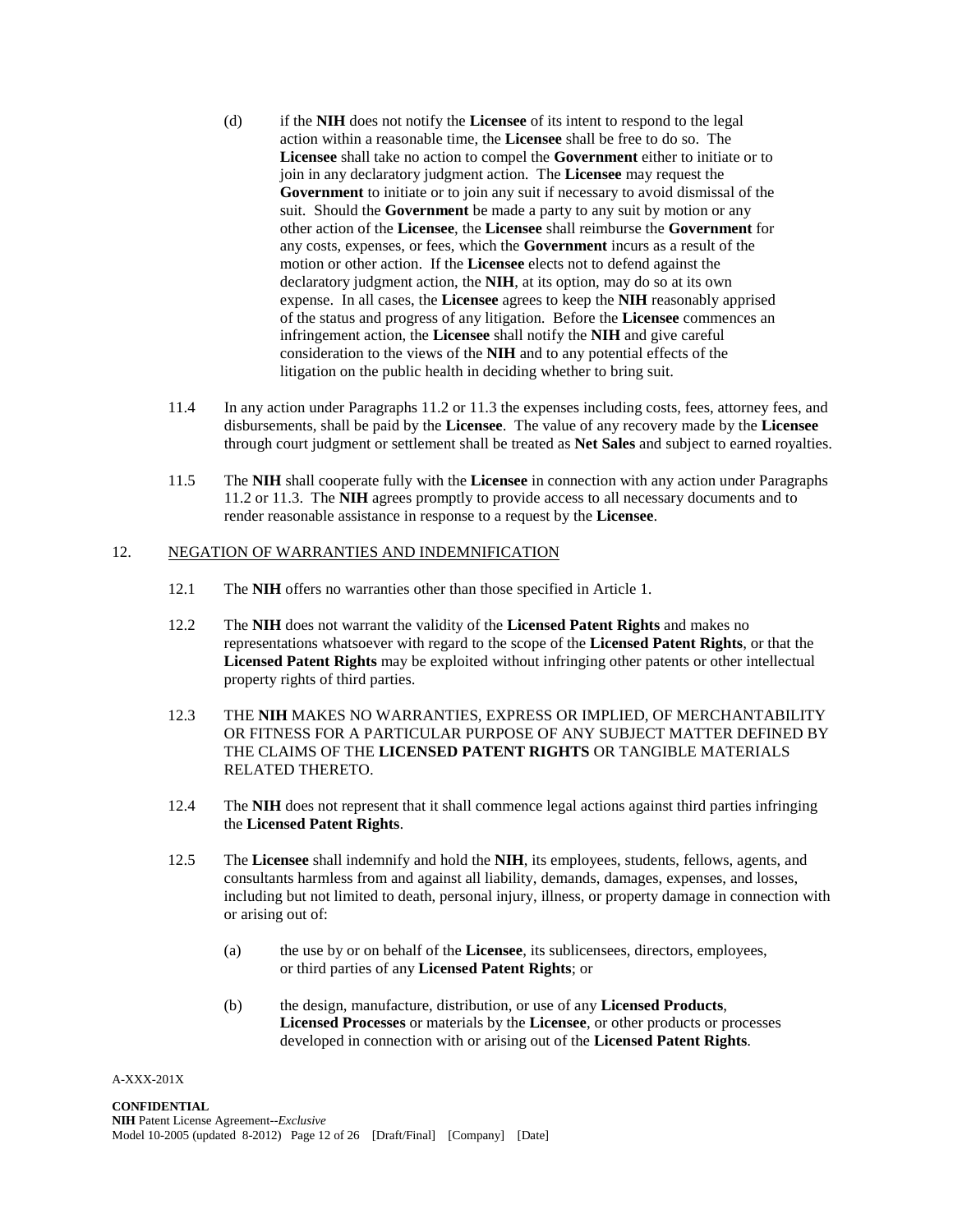(d) if the **NIH** does not notify the **Licensee** of its intent to respond to the legal action within a reasonable time, the **Licensee** shall be free to do so. The **Licensee** shall take no action to compel the **Government** either to initiate or to join in any declaratory judgment action. The **Licensee** may request the **Government** to initiate or to join any suit if necessary to avoid dismissal of the suit. Should the **Government** be made a party to any suit by motion or any other action of the **Licensee**, the **Licensee** shall reimburse the **Government** for any costs, expenses, or fees, which the **Government** incurs as a result of the motion or other action. If the **Licensee** elects not to defend against the declaratory judgment action, the **NIH**, at its option, may do so at its own expense. In all cases, the **Licensee** agrees to keep the **NIH** reasonably apprised of the status and progress of any litigation. Before the **Licensee** commences an infringement action, the **Licensee** shall notify the **NIH** and give careful consideration to the views of the **NIH** and to any potential effects of the litigation on the public health in deciding whether to bring suit.

11.4 In any action under Paragraphs 11.2 or 11.3 the expenses including costs, fees, attorney fees, and disbursements, shall be paid by the **Licensee**. The value of any recovery made by the **Licensee** through court judgment or settlement shall be treated as **Net Sales** and subject to earned royalties.

11.5 The **NIH** shall cooperate fully with the **Licensee** in connection with any action under Paragraphs 11.2 or 11.3. The **NIH** agrees promptly to provide access to all necessary documents and to render reasonable assistance in response to a request by the **Licensee**.

## 12. NEGATION OF WARRANTIES AND INDEMNIFICATION

12.1 The **NIH** offers no warranties other than those specified in Article 1.

12.2 The **NIH** does not warrant the validity of the **Licensed Patent Rights** and makes no representations whatsoever with regard to the scope of the **Licensed Patent Rights**, or that the **Licensed Patent Rights** may be exploited without infringing other patents or other intellectual property rights of third parties.

12.3 THE **NIH** MAKES NO WARRANTIES, EXPRESS OR IMPLIED, OF MERCHANTABILITY OR FITNESS FOR A PARTICULAR PURPOSE OF ANY SUBJECT MATTER DEFINED BY THE CLAIMS OF THE **LICENSED PATENT RIGHTS** OR TANGIBLE MATERIALS RELATED THERETO.

12.4 The **NIH** does not represent that it shall commence legal actions against third parties infringing the **Licensed Patent Rights**.

12.5 The **Licensee** shall indemnify and hold the **NIH**, its employees, students, fellows, agents, and consultants harmless from and against all liability, demands, damages, expenses, and losses, including but not limited to death, personal injury, illness, or property damage in connection with or arising out of:

(a) the use by or on behalf of the **Licensee**, its sublicensees, directors, employees, or third parties of any **Licensed Patent Rights**; or

(b) the design, manufacture, distribution, or use of any **Licensed Products**, **Licensed Processes** or materials by the **Licensee**, or other products or processes developed in connection with or arising out of the **Licensed Patent Rights**.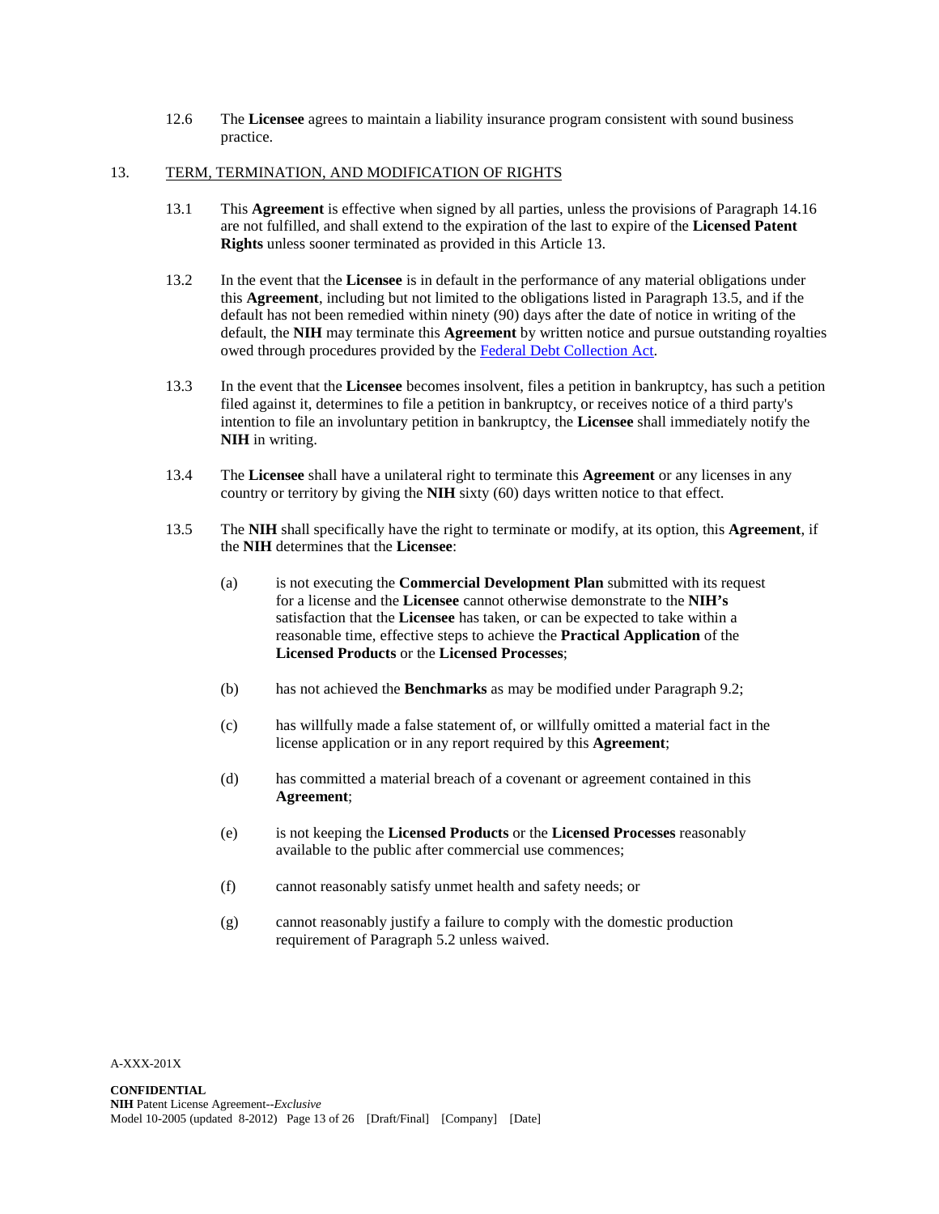12.6 The **Licensee** agrees to maintain a liability insurance program consistent with sound business practice.

## 13. TERM, TERMINATION, AND MODIFICATION OF RIGHTS

13.1 This **Agreement** is effective when signed by all parties, unless the provisions of Paragraph 14.16 are not fulfilled, and shall extend to the expiration of the last to expire of the **Licensed Patent Rights** unless sooner terminated as provided in this Article 13.

13.2 In the event that the **Licensee** is in default in the performance of any material obligations under this **Agreement**, including but not limited to the obligations listed in Paragraph 13.5, and if the default has not been remedied within ninety (90) days after the date of notice in writing of the default, the **NIH** may terminate this **Agreement** by written notice and pursue outstanding royalties owed through procedures provided by the Federal Debt Collection Act.

13.3 In the event that the **Licensee** becomes insolvent, files a petition in bankruptcy, has such a petition filed against it, determines to file a petition in bankruptcy, or receives notice of a third party's intention to file an involuntary petition in bankruptcy, the **Licensee** shall immediately notify the **NIH** in writing.

13.4 The **Licensee** shall have a unilateral right to terminate this **Agreement** or any licenses in any country or territory by giving the **NIH** sixty (60) days written notice to that effect.

13.5 The **NIH** shall specifically have the right to terminate or modify, at its option, this **Agreement**, if the **NIH** determines that the **Licensee**:

(a) is not executing the **Commercial Development Plan** submitted with its request for a license and the **Licensee** cannot otherwise demonstrate to the **NIH's** satisfaction that the **Licensee** has taken, or can be expected to take within a reasonable time, effective steps to achieve the **Practical Application** of the **Licensed Products** or the **Licensed Processes**;

(b) has not achieved the **Benchmarks** as may be modified under Paragraph 9.2;

(c) has willfully made a false statement of, or willfully omitted a material fact in the license application or in any report required by this **Agreement**;

(d) has committed a material breach of a covenant or agreement contained in this **Agreement**;

(e) is not keeping the **Licensed Products** or the **Licensed Processes** reasonably available to the public after commercial use commences;

(f) cannot reasonably satisfy unmet health and safety needs; or

(g) cannot reasonably justify a failure to comply with the domestic production requirement of Paragraph 5.2 unless waived.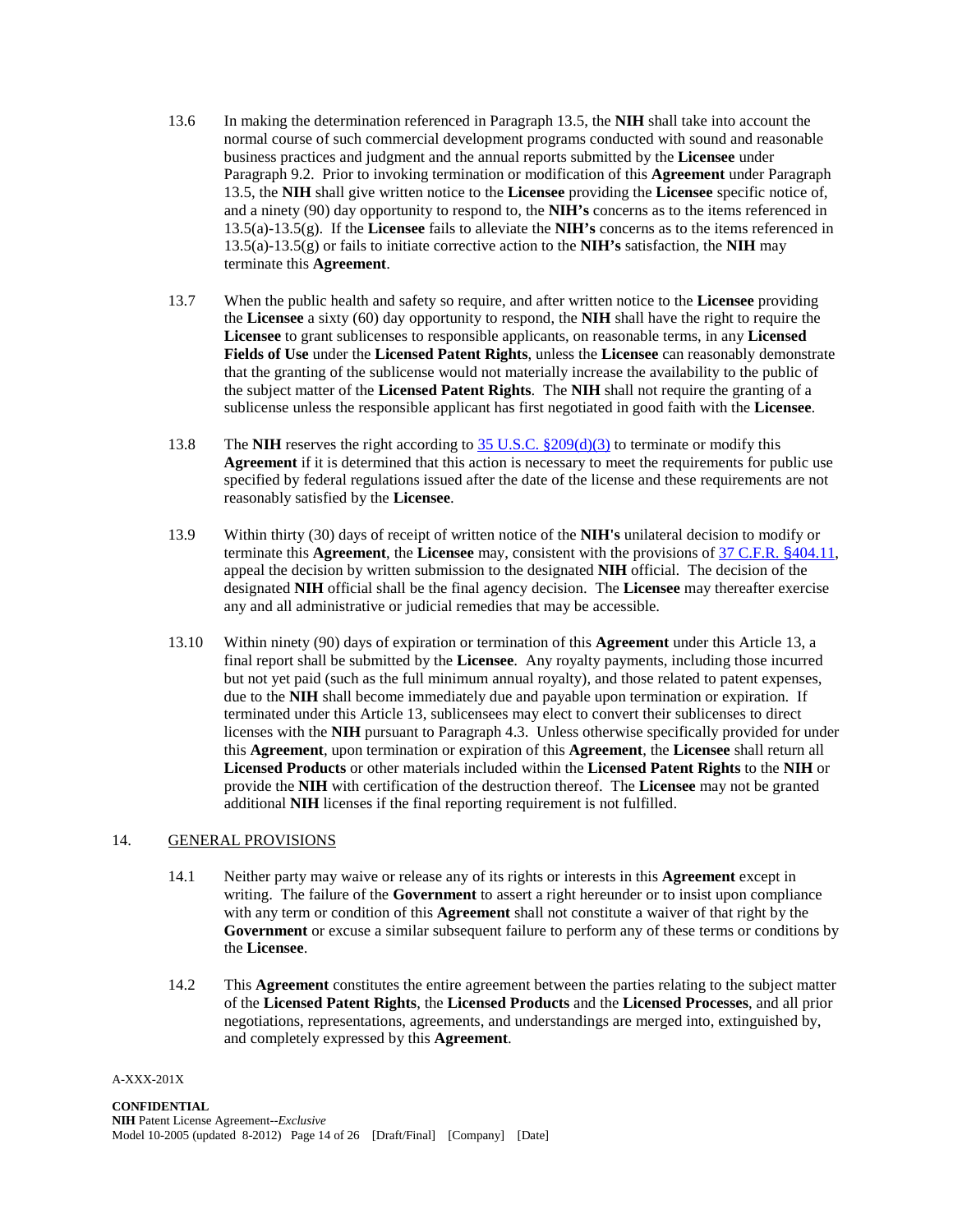13.6 In making the determination referenced in Paragraph 13.5, the **NIH** shall take into account the normal course of such commercial development programs conducted with sound and reasonable business practices and judgment and the annual reports submitted by the **Licensee** under Paragraph 9.2. Prior to invoking termination or modification of this **Agreement** under Paragraph 13.5, the **NIH** shall give written notice to the **Licensee** providing the **Licensee** specific notice of, and a ninety (90) day opportunity to respond to, the **NIH's** concerns as to the items referenced in 13.5(a)-13.5(g). If the **Licensee** fails to alleviate the **NIH's** concerns as to the items referenced in 13.5(a)-13.5(g) or fails to initiate corrective action to the **NIH's** satisfaction, the **NIH** may terminate this **Agreement**.

13.7 When the public health and safety so require, and after written notice to the **Licensee** providing the **Licensee** a sixty (60) day opportunity to respond, the **NIH** shall have the right to require the **Licensee** to grant sublicenses to responsible applicants, on reasonable terms, in any **Licensed Fields of Use** under the **Licensed Patent Rights**, unless the **Licensee** can reasonably demonstrate that the granting of the sublicense would not materially increase the availability to the public of the subject matter of the **Licensed Patent Rights**. The **NIH** shall not require the granting of a sublicense unless the responsible applicant has first negotiated in good faith with the **Licensee**.

13.8 The **NIH** reserves the right according to 35 U.S.C. §209(d)(3) to terminate or modify this **Agreement** if it is determined that this action is necessary to meet the requirements for public use specified by federal regulations issued after the date of the license and these requirements are not reasonably satisfied by the **Licensee**.

13.9 Within thirty (30) days of receipt of written notice of the **NIH's** unilateral decision to modify or terminate this **Agreement**, the **Licensee** may, consistent with the provisions of 37 C.F.R. §404.11, appeal the decision by written submission to the designated **NIH** official. The decision of the designated **NIH** official shall be the final agency decision. The **Licensee** may thereafter exercise any and all administrative or judicial remedies that may be accessible.

13.10 Within ninety (90) days of expiration or termination of this **Agreement** under this Article 13, a final report shall be submitted by the **Licensee**. Any royalty payments, including those incurred but not yet paid (such as the full minimum annual royalty), and those related to patent expenses, due to the **NIH** shall become immediately due and payable upon termination or expiration. If terminated under this Article 13, sublicensees may elect to convert their sublicenses to direct licenses with the **NIH** pursuant to Paragraph 4.3. Unless otherwise specifically provided for under this **Agreement**, upon termination or expiration of this **Agreement**, the **Licensee** shall return all **Licensed Products** or other materials included within the **Licensed Patent Rights** to the **NIH** or provide the **NIH** with certification of the destruction thereof. The **Licensee** may not be granted additional **NIH** licenses if the final reporting requirement is not fulfilled.

## 14. GENERAL PROVISIONS

14.1 Neither party may waive or release any of its rights or interests in this **Agreement** except in writing. The failure of the **Government** to assert a right hereunder or to insist upon compliance with any term or condition of this **Agreement** shall not constitute a waiver of that right by the **Government** or excuse a similar subsequent failure to perform any of these terms or conditions by the **Licensee**.

14.2 This **Agreement** constitutes the entire agreement between the parties relating to the subject matter of the **Licensed Patent Rights**, the **Licensed Products** and the **Licensed Processes**, and all prior negotiations, representations, agreements, and understandings are merged into, extinguished by, and completely expressed by this **Agreement**.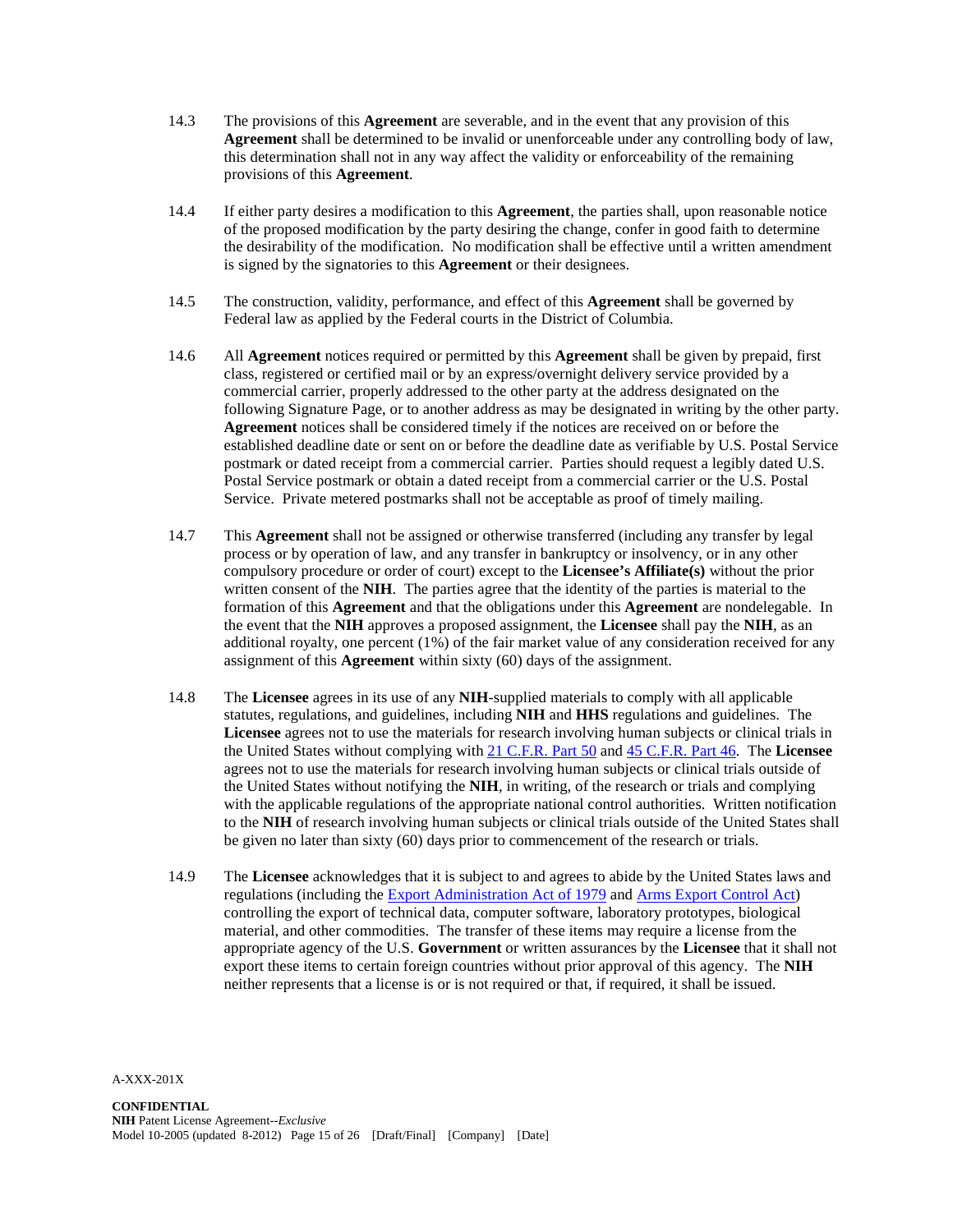14.3 The provisions of this **Agreement** are severable, and in the event that any provision of this **Agreement** shall be determined to be invalid or unenforceable under any controlling body of law, this determination shall not in any way affect the validity or enforceability of the remaining provisions of this **Agreement**.

14.4 If either party desires a modification to this **Agreement**, the parties shall, upon reasonable notice of the proposed modification by the party desiring the change, confer in good faith to determine the desirability of the modification. No modification shall be effective until a written amendment is signed by the signatories to this **Agreement** or their designees.

14.5 The construction, validity, performance, and effect of this **Agreement** shall be governed by Federal law as applied by the Federal courts in the District of Columbia.

14.6 All **Agreement** notices required or permitted by this **Agreement** shall be given by prepaid, first class, registered or certified mail or by an express/overnight delivery service provided by a commercial carrier, properly addressed to the other party at the address designated on the following Signature Page, or to another address as may be designated in writing by the other party. **Agreement** notices shall be considered timely if the notices are received on or before the established deadline date or sent on or before the deadline date as verifiable by U.S. Postal Service postmark or dated receipt from a commercial carrier. Parties should request a legibly dated U.S. Postal Service postmark or obtain a dated receipt from a commercial carrier or the U.S. Postal Service. Private metered postmarks shall not be acceptable as proof of timely mailing.

14.7 This **Agreement** shall not be assigned or otherwise transferred (including any transfer by legal process or by operation of law, and any transfer in bankruptcy or insolvency, or in any other compulsory procedure or order of court) except to the **Licensee's Affiliate(s)** without the prior written consent of the **NIH**. The parties agree that the identity of the parties is material to the formation of this **Agreement** and that the obligations under this **Agreement** are nondelegable. In the event that the **NIH** approves a proposed assignment, the **Licensee** shall pay the **NIH**, as an additional royalty, one percent (1%) of the fair market value of any consideration received for any assignment of this **Agreement** within sixty (60) days of the assignment.

14.8 The **Licensee** agrees in its use of any **NIH**-supplied materials to comply with all applicable statutes, regulations, and guidelines, including **NIH** and **HHS** regulations and guidelines. The **Licensee** agrees not to use the materials for research involving human subjects or clinical trials in the United States without complying with 21 C.F.R. Part 50 and 45 C.F.R. Part 46. The **Licensee** agrees not to use the materials for research involving human subjects or clinical trials outside of the United States without notifying the **NIH**, in writing, of the research or trials and complying with the applicable regulations of the appropriate national control authorities. Written notification to the **NIH** of research involving human subjects or clinical trials outside of the United States shall be given no later than sixty (60) days prior to commencement of the research or trials.

14.9 The **Licensee** acknowledges that it is subject to and agrees to abide by the United States laws and regulations (including the Export Administration Act of 1979 and Arms Export Control Act) controlling the export of technical data, computer software, laboratory prototypes, biological material, and other commodities. The transfer of these items may require a license from the appropriate agency of the U.S. **Government** or written assurances by the **Licensee** that it shall not export these items to certain foreign countries without prior approval of this agency. The **NIH** neither represents that a license is or is not required or that, if required, it shall be issued.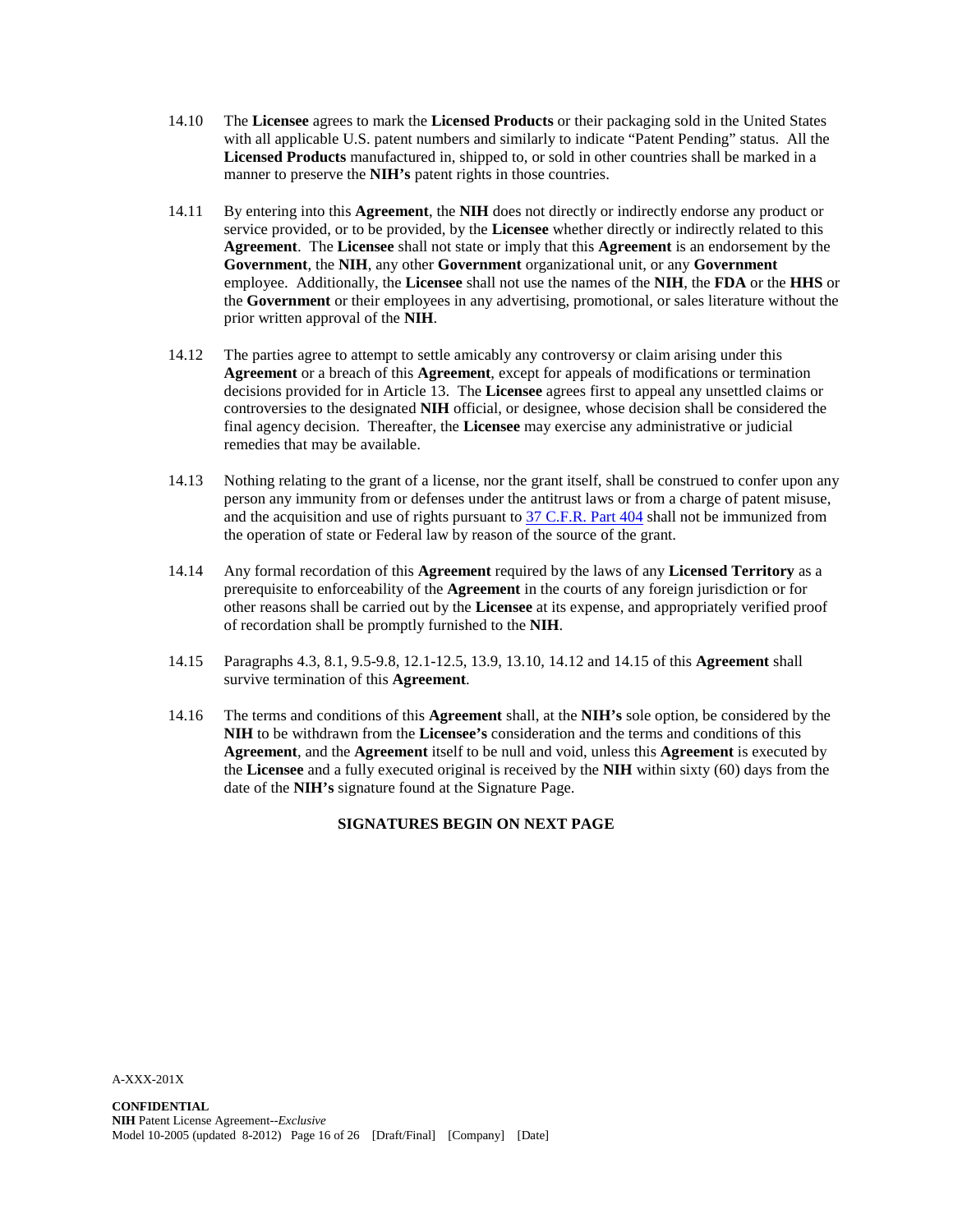14.10 The **Licensee** agrees to mark the **Licensed Products** or their packaging sold in the United States with all applicable U.S. patent numbers and similarly to indicate "Patent Pending" status. All the **Licensed Products** manufactured in, shipped to, or sold in other countries shall be marked in a manner to preserve the **NIH's** patent rights in those countries.

14.11 By entering into this **Agreement**, the **NIH** does not directly or indirectly endorse any product or service provided, or to be provided, by the **Licensee** whether directly or indirectly related to this **Agreement**. The **Licensee** shall not state or imply that this **Agreement** is an endorsement by the **Government**, the **NIH**, any other **Government** organizational unit, or any **Government** employee. Additionally, the **Licensee** shall not use the names of the **NIH**, the **FDA** or the **HHS** or the **Government** or their employees in any advertising, promotional, or sales literature without the prior written approval of the **NIH**.

14.12 The parties agree to attempt to settle amicably any controversy or claim arising under this **Agreement** or a breach of this **Agreement**, except for appeals of modifications or termination decisions provided for in Article 13. The **Licensee** agrees first to appeal any unsettled claims or controversies to the designated **NIH** official, or designee, whose decision shall be considered the final agency decision. Thereafter, the **Licensee** may exercise any administrative or judicial remedies that may be available.

14.13 Nothing relating to the grant of a license, nor the grant itself, shall be construed to confer upon any person any immunity from or defenses under the antitrust laws or from a charge of patent misuse, and the acquisition and use of rights pursuant to 37 C.F.R. Part 404 shall not be immunized from the operation of state or Federal law by reason of the source of the grant.

14.14 Any formal recordation of this **Agreement** required by the laws of any **Licensed Territory** as a prerequisite to enforceability of the **Agreement** in the courts of any foreign jurisdiction or for other reasons shall be carried out by the **Licensee** at its expense, and appropriately verified proof of recordation shall be promptly furnished to the **NIH**.

14.15 Paragraphs 4.3, 8.1, 9.5-9.8, 12.1-12.5, 13.9, 13.10, 14.12 and 14.15 of this **Agreement** shall survive termination of this **Agreement**.

14.16 The terms and conditions of this **Agreement** shall, at the **NIH's** sole option, be considered by the **NIH** to be withdrawn from the **Licensee's** consideration and the terms and conditions of this **Agreement**, and the **Agreement** itself to be null and void, unless this **Agreement** is executed by the **Licensee** and a fully executed original is received by the **NIH** within sixty (60) days from the date of the **NIH's** signature found at the Signature Page.

**SIGNATURES BEGIN ON NEXT PAGE**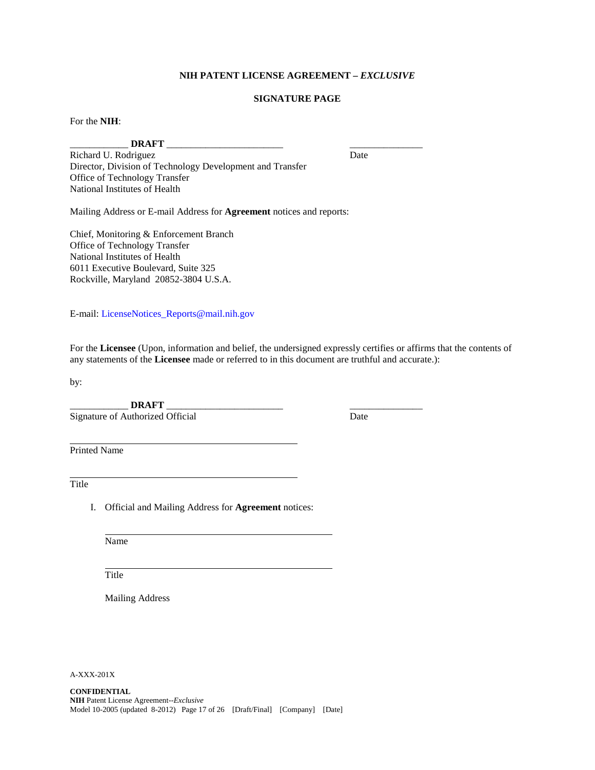**NIH PATENT LICENSE AGREEMENT – *EXCLUSIVE***

**SIGNATURE PAGE**

For the **NIH**:

___________ **DRAFT** _______________________ ______________
Richard U. Rodriguez Date
Director, Division of Technology Development and Transfer
Office of Technology Transfer
National Institutes of Health

Mailing Address or E-mail Address for **Agreement** notices and reports:

Chief, Monitoring & Enforcement Branch
Office of Technology Transfer
National Institutes of Health
6011 Executive Boulevard, Suite 325
Rockville, Maryland 20852-3804 U.S.A.

E-mail: LicenseNotices_Reports@mail.nih.gov

For the **Licensee** (Upon, information and belief, the undersigned expressly certifies or affirms that the contents of any statements of the **Licensee** made or referred to in this document are truthful and accurate.):

by:

___________ **DRAFT** _______________________ ______________
Signature of Authorized Official Date

_____________________________________________
Printed Name

_____________________________________________
Title

I. Official and Mailing Address for **Agreement** notices:

_____________________________________________
Name

_____________________________________________
Title

Mailing Address

A-XXX-201X

**CONFIDENTIAL**
**NIH** Patent License Agreement--*Exclusive*
Model 10-2005 (updated 8-2012) [Draft/Final] [Company] [Date]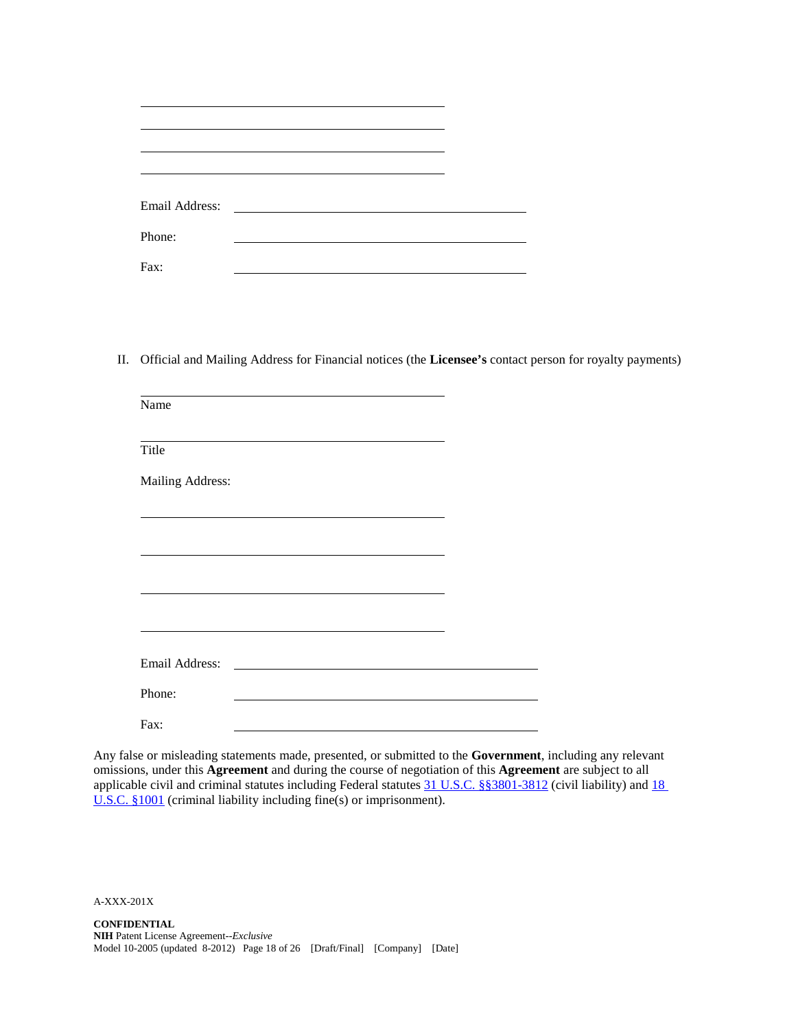\_\_\_\_\_\_\_\_\_\_\_\_\_\_\_\_\_\_\_\_\_\_\_\_\_\_\_\_\_\_\_\_\_\_\_\_\_\_\_\_

\_\_\_\_\_\_\_\_\_\_\_\_\_\_\_\_\_\_\_\_\_\_\_\_\_\_\_\_\_\_\_\_\_\_\_\_\_\_\_\_

\_\_\_\_\_\_\_\_\_\_\_\_\_\_\_\_\_\_\_\_\_\_\_\_\_\_\_\_\_\_\_\_\_\_\_\_\_\_\_\_

\_\_\_\_\_\_\_\_\_\_\_\_\_\_\_\_\_\_\_\_\_\_\_\_\_\_\_\_\_\_\_\_\_\_\_\_\_\_\_\_

Email Address: \_\_\_\_\_\_\_\_\_\_\_\_\_\_\_\_\_\_\_\_\_\_\_\_\_\_\_\_\_\_\_\_\_\_\_\_\_\_\_\_

Phone: \_\_\_\_\_\_\_\_\_\_\_\_\_\_\_\_\_\_\_\_\_\_\_\_\_\_\_\_\_\_\_\_\_\_\_\_\_\_\_\_

Fax: \_\_\_\_\_\_\_\_\_\_\_\_\_\_\_\_\_\_\_\_\_\_\_\_\_\_\_\_\_\_\_\_\_\_\_\_\_\_\_\_

II. Official and Mailing Address for Financial notices (the **Licensee's** contact person for royalty payments)

\_\_\_\_\_\_\_\_\_\_\_\_\_\_\_\_\_\_\_\_\_\_\_\_\_\_\_\_\_\_\_\_\_\_\_\_\_\_\_\_
Name

\_\_\_\_\_\_\_\_\_\_\_\_\_\_\_\_\_\_\_\_\_\_\_\_\_\_\_\_\_\_\_\_\_\_\_\_\_\_\_\_
Title

Mailing Address:

\_\_\_\_\_\_\_\_\_\_\_\_\_\_\_\_\_\_\_\_\_\_\_\_\_\_\_\_\_\_\_\_\_\_\_\_\_\_\_\_

\_\_\_\_\_\_\_\_\_\_\_\_\_\_\_\_\_\_\_\_\_\_\_\_\_\_\_\_\_\_\_\_\_\_\_\_\_\_\_\_

\_\_\_\_\_\_\_\_\_\_\_\_\_\_\_\_\_\_\_\_\_\_\_\_\_\_\_\_\_\_\_\_\_\_\_\_\_\_\_\_

\_\_\_\_\_\_\_\_\_\_\_\_\_\_\_\_\_\_\_\_\_\_\_\_\_\_\_\_\_\_\_\_\_\_\_\_\_\_\_\_

Email Address: \_\_\_\_\_\_\_\_\_\_\_\_\_\_\_\_\_\_\_\_\_\_\_\_\_\_\_\_\_\_\_\_\_\_\_\_\_\_\_\_

Phone: \_\_\_\_\_\_\_\_\_\_\_\_\_\_\_\_\_\_\_\_\_\_\_\_\_\_\_\_\_\_\_\_\_\_\_\_\_\_\_\_

Fax: \_\_\_\_\_\_\_\_\_\_\_\_\_\_\_\_\_\_\_\_\_\_\_\_\_\_\_\_\_\_\_\_\_\_\_\_\_\_\_\_

Any false or misleading statements made, presented, or submitted to the **Government**, including any relevant omissions, under this **Agreement** and during the course of negotiation of this **Agreement** are subject to all applicable civil and criminal statutes including Federal statutes 31 U.S.C. §§3801-3812 (civil liability) and 18 U.S.C. §1001 (criminal liability including fine(s) or imprisonment).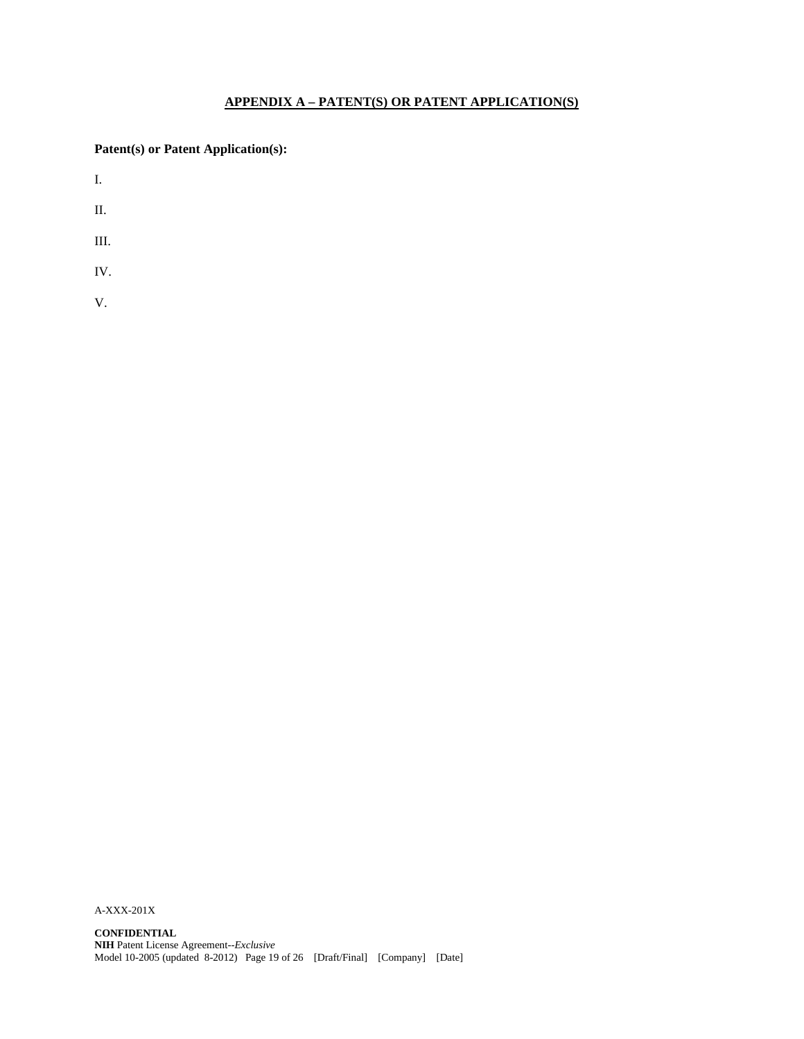## APPENDIX A – PATENT(S) OR PATENT APPLICATION(S)

**Patent(s) or Patent Application(s):**

I.

II.

III.

IV.

V.

A-XXX-201X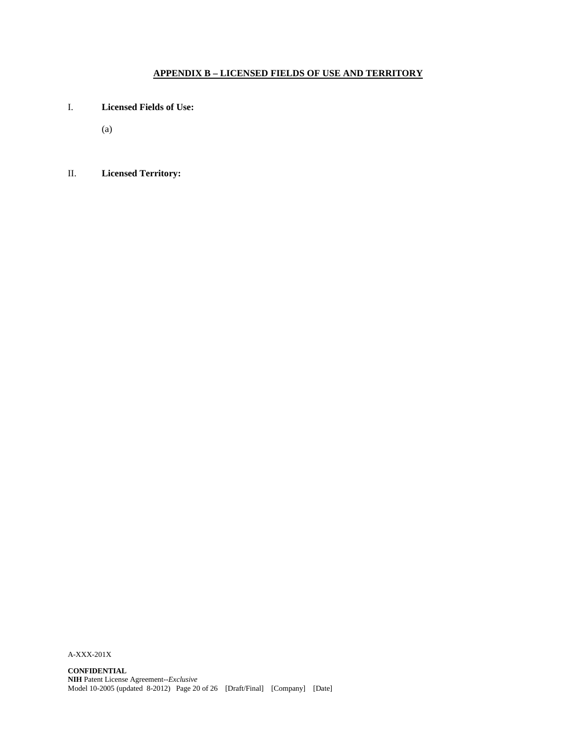## APPENDIX B – LICENSED FIELDS OF USE AND TERRITORY

I. **Licensed Fields of Use:**

(a)

II. **Licensed Territory:**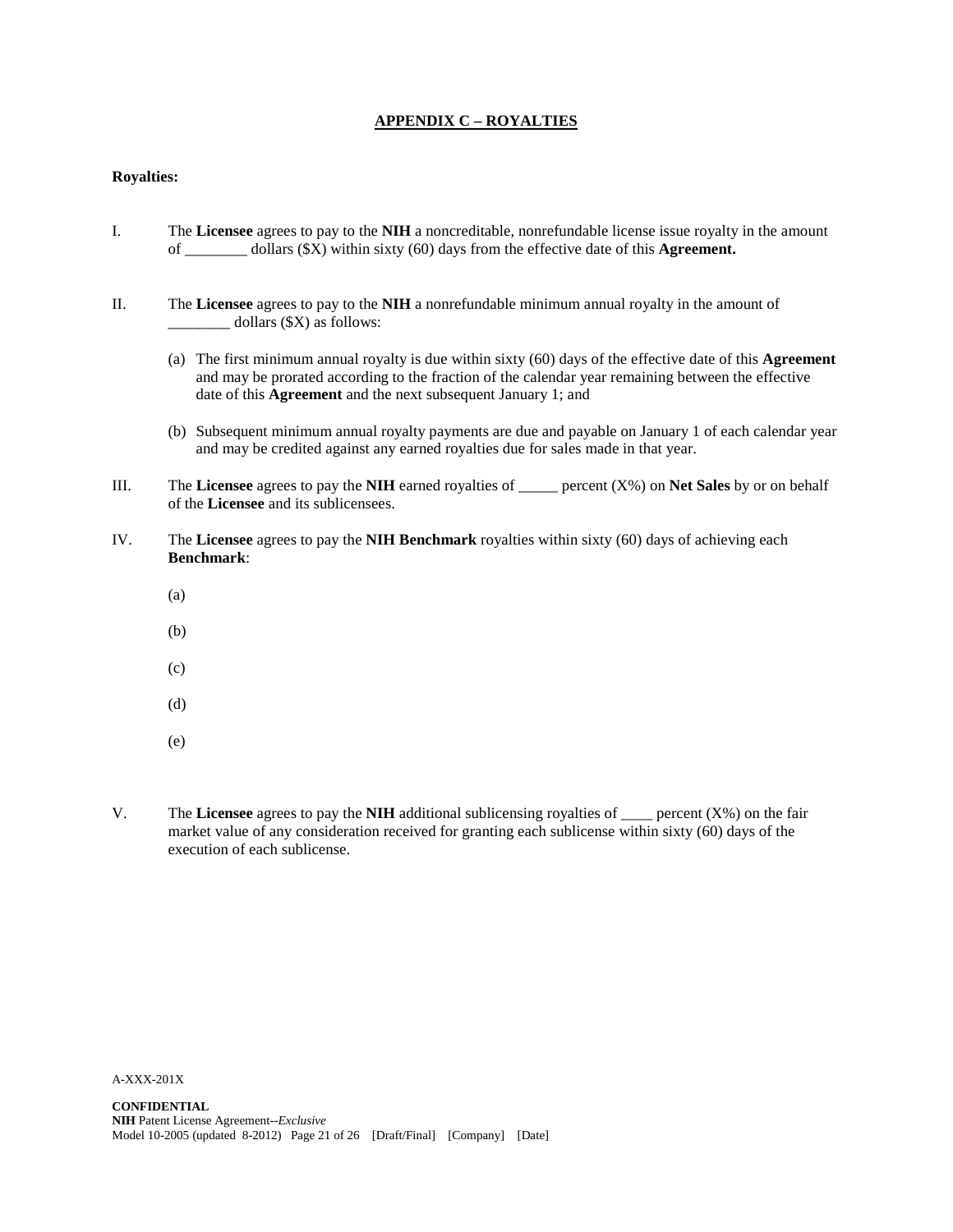## APPENDIX C – ROYALTIES

**Royalties:**

I. The **Licensee** agrees to pay to the **NIH** a noncreditable, nonrefundable license issue royalty in the amount of ________ dollars ($X) within sixty (60) days from the effective date of this **Agreement.**

II. The **Licensee** agrees to pay to the **NIH** a nonrefundable minimum annual royalty in the amount of ________ dollars ($X) as follows:

   (a) The first minimum annual royalty is due within sixty (60) days of the effective date of this **Agreement** and may be prorated according to the fraction of the calendar year remaining between the effective date of this **Agreement** and the next subsequent January 1; and

   (b) Subsequent minimum annual royalty payments are due and payable on January 1 of each calendar year and may be credited against any earned royalties due for sales made in that year.

III. The **Licensee** agrees to pay the **NIH** earned royalties of _____ percent (X%) on **Net Sales** by or on behalf of the **Licensee** and its sublicensees.

IV. The **Licensee** agrees to pay the **NIH Benchmark** royalties within sixty (60) days of achieving each **Benchmark**:

   (a)

   (b)

   (c)

   (d)

   (e)

V. The **Licensee** agrees to pay the **NIH** additional sublicensing royalties of ____ percent (X%) on the fair market value of any consideration received for granting each sublicense within sixty (60) days of the execution of each sublicense.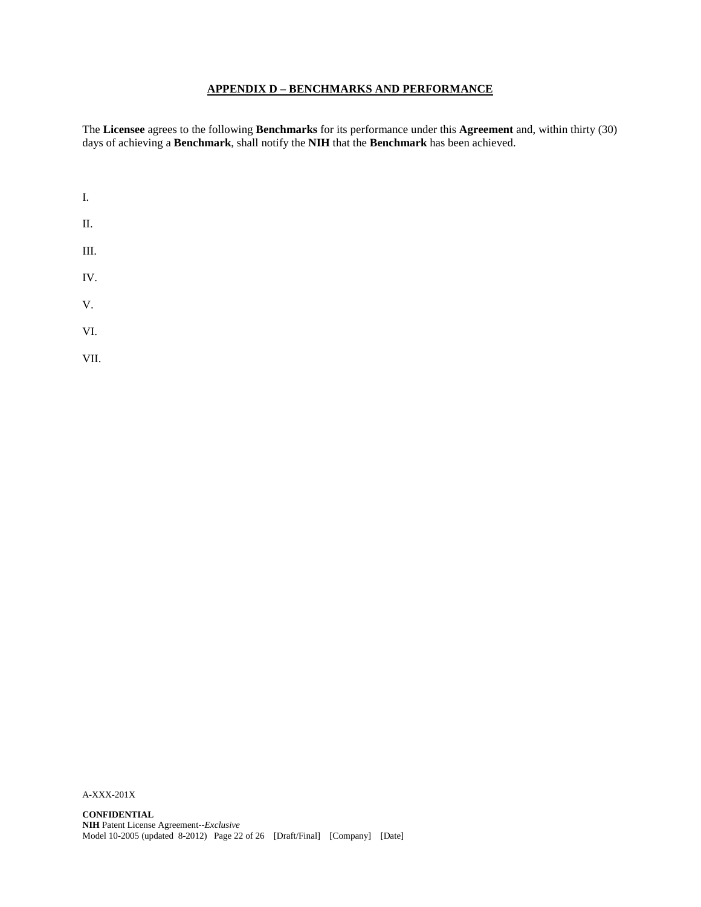## APPENDIX D – BENCHMARKS AND PERFORMANCE

The **Licensee** agrees to the following **Benchmarks** for its performance under this **Agreement** and, within thirty (30) days of achieving a **Benchmark**, shall notify the **NIH** that the **Benchmark** has been achieved.

I.

II.

III.

IV.

V.

VI.

VII.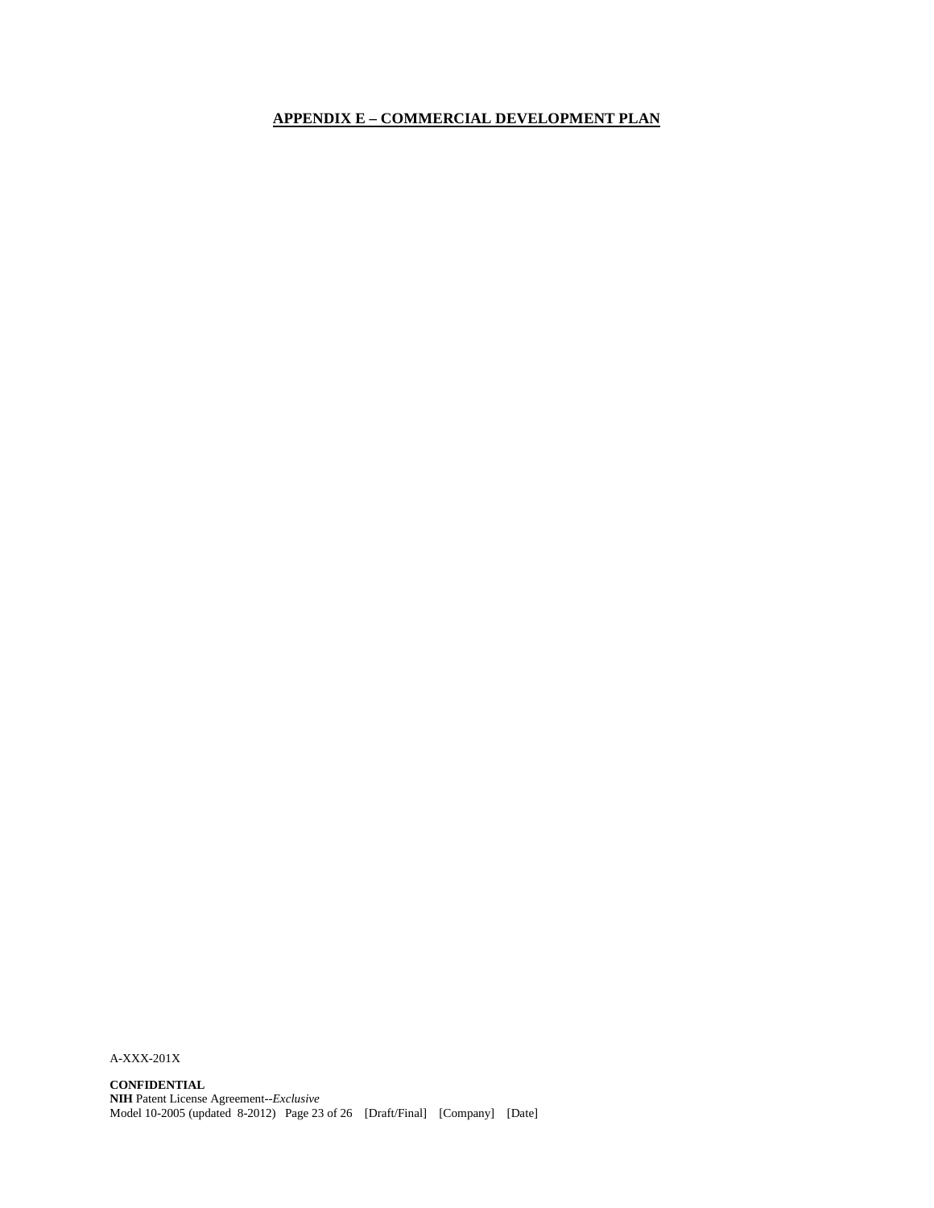## APPENDIX E – COMMERCIAL DEVELOPMENT PLAN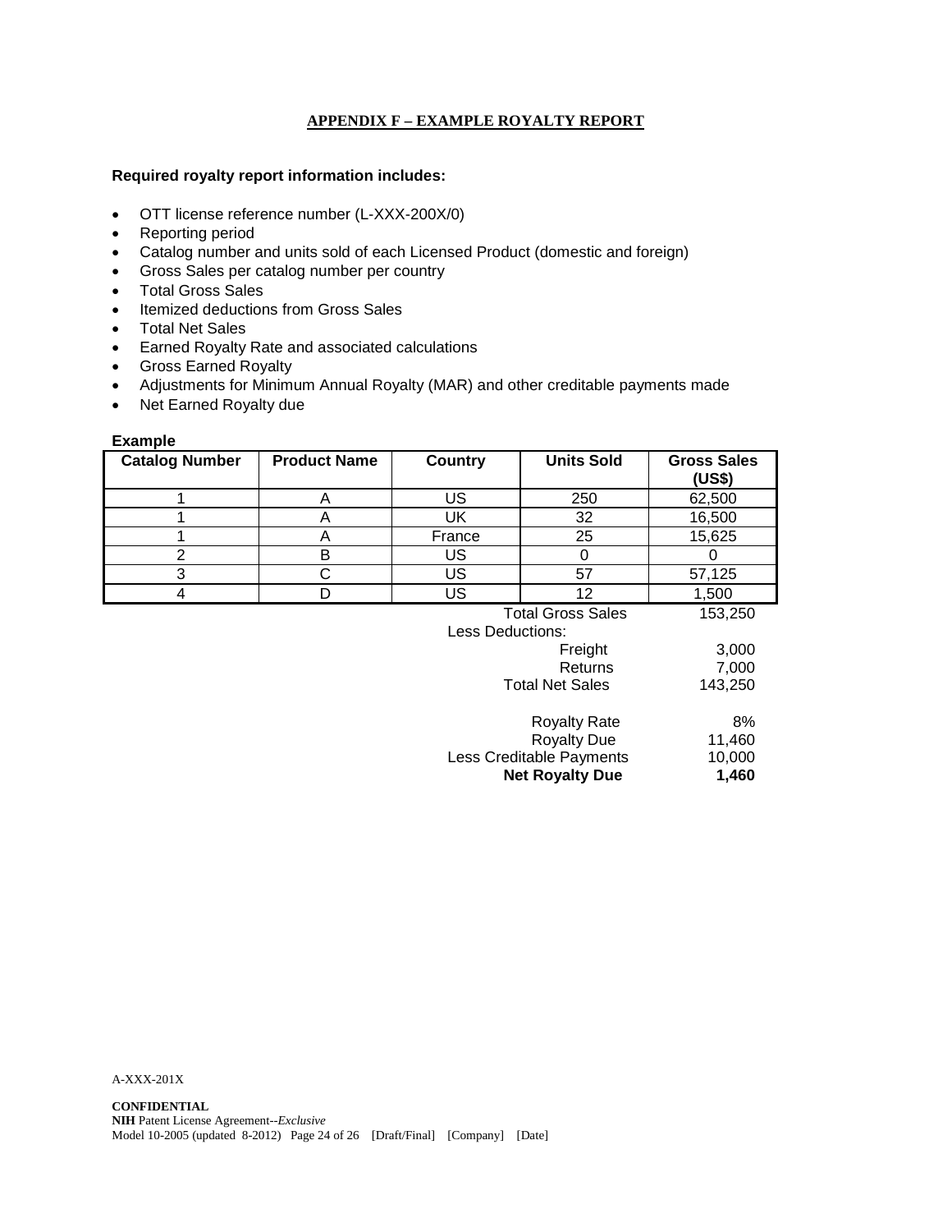# APPENDIX F – EXAMPLE ROYALTY REPORT

**Required royalty report information includes:**

- OTT license reference number (L-XXX-200X/0)
- Reporting period
- Catalog number and units sold of each Licensed Product (domestic and foreign)
- Gross Sales per catalog number per country
- Total Gross Sales
- Itemized deductions from Gross Sales
- Total Net Sales
- Earned Royalty Rate and associated calculations
- Gross Earned Royalty
- Adjustments for Minimum Annual Royalty (MAR) and other creditable payments made
- Net Earned Royalty due

**Example**

| Catalog Number | Product Name | Country | Units Sold | Gross Sales (US$) |
|---|---|---|---|---|
| 1 | A | US | 250 | 62,500 |
| 1 | A | UK | 32 | 16,500 |
| 1 | A | France | 25 | 15,625 |
| 2 | B | US | 0 | 0 |
| 3 | C | US | 57 | 57,125 |
| 4 | D | US | 12 | 1,500 |

| | |
|---|---|
| Total Gross Sales | 153,250 |
| Less Deductions: | |
| Freight | 3,000 |
| Returns | 7,000 |
| Total Net Sales | 143,250 |
| | |
| Royalty Rate | 8% |
| Royalty Due | 11,460 |
| Less Creditable Payments | 10,000 |
| **Net Royalty Due** | **1,460** |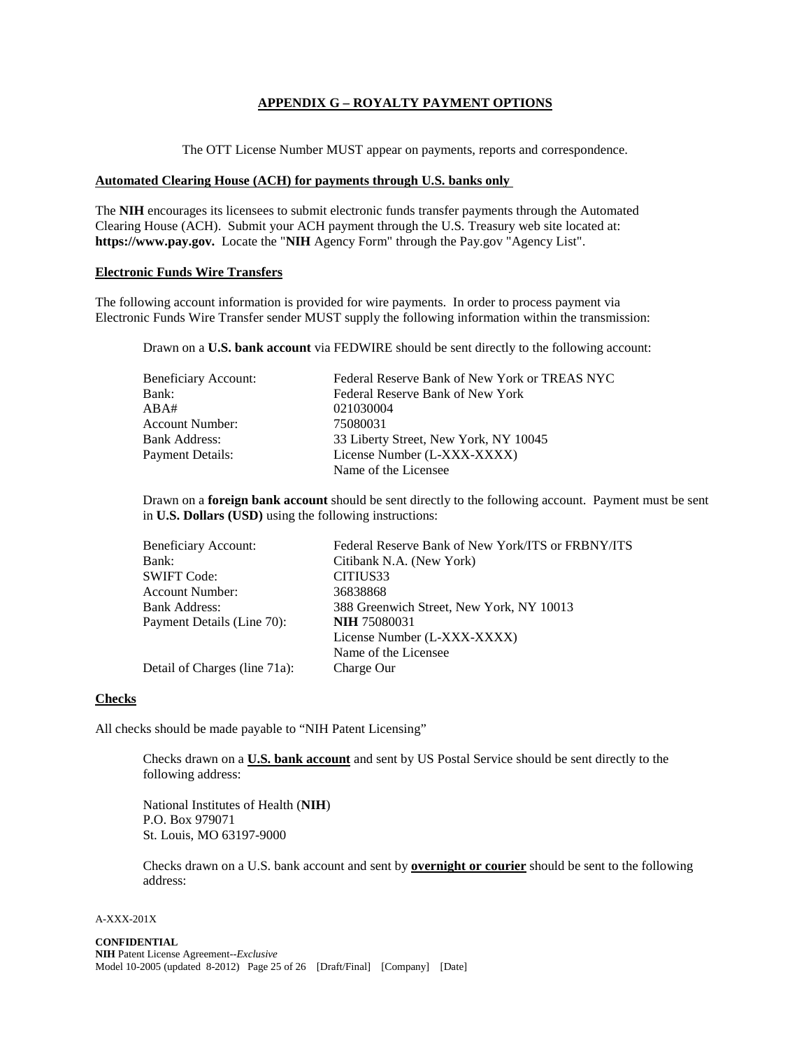## APPENDIX G – ROYALTY PAYMENT OPTIONS

The OTT License Number MUST appear on payments, reports and correspondence.

**Automated Clearing House (ACH) for payments through U.S. banks only**

The **NIH** encourages its licensees to submit electronic funds transfer payments through the Automated Clearing House (ACH). Submit your ACH payment through the U.S. Treasury web site located at: **https://www.pay.gov.** Locate the "**NIH** Agency Form" through the Pay.gov "Agency List".

**Electronic Funds Wire Transfers**

The following account information is provided for wire payments. In order to process payment via Electronic Funds Wire Transfer sender MUST supply the following information within the transmission:

Drawn on a **U.S. bank account** via FEDWIRE should be sent directly to the following account:

| | |
|---|---|
| Beneficiary Account: | Federal Reserve Bank of New York or TREAS NYC |
| Bank: | Federal Reserve Bank of New York |
| ABA# | 021030004 |
| Account Number: | 75080031 |
| Bank Address: | 33 Liberty Street, New York, NY 10045 |
| Payment Details: | License Number (L-XXX-XXXX) |
| | Name of the Licensee |

Drawn on a **foreign bank account** should be sent directly to the following account. Payment must be sent in **U.S. Dollars (USD)** using the following instructions:

| | |
|---|---|
| Beneficiary Account: | Federal Reserve Bank of New York/ITS or FRBNY/ITS |
| Bank: | Citibank N.A. (New York) |
| SWIFT Code: | CITIUS33 |
| Account Number: | 36838868 |
| Bank Address: | 388 Greenwich Street, New York, NY 10013 |
| Payment Details (Line 70): | **NIH** 75080031 |
| | License Number (L-XXX-XXXX) |
| | Name of the Licensee |
| Detail of Charges (line 71a): | Charge Our |

**Checks**

All checks should be made payable to "NIH Patent Licensing"

Checks drawn on a **U.S. bank account** and sent by US Postal Service should be sent directly to the following address:

National Institutes of Health (**NIH**)
P.O. Box 979071
St. Louis, MO 63197-9000

Checks drawn on a U.S. bank account and sent by **overnight or courier** should be sent to the following address: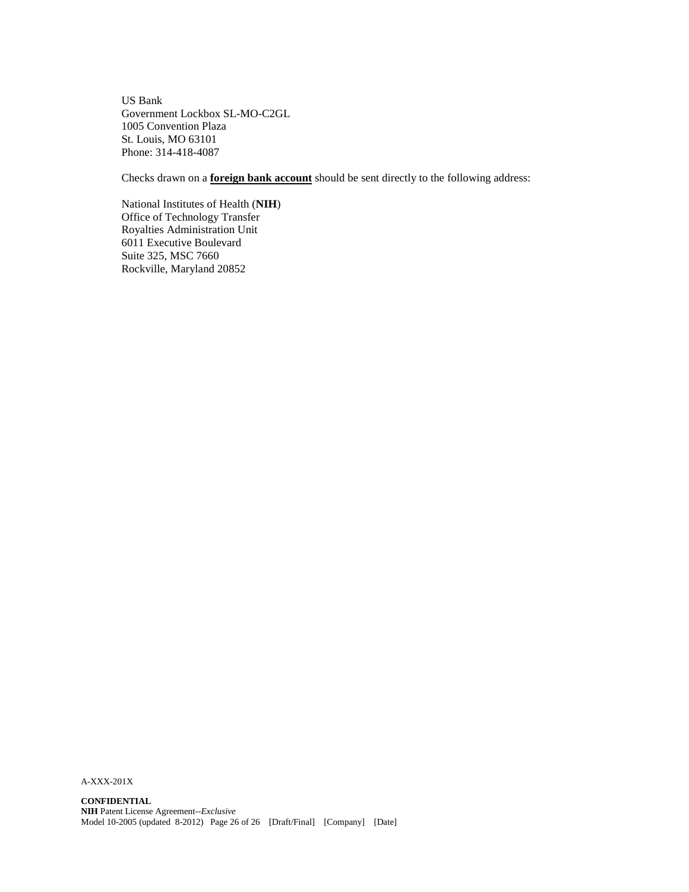US Bank
Government Lockbox SL-MO-C2GL
1005 Convention Plaza
St. Louis, MO 63101
Phone: 314-418-4087

Checks drawn on a **foreign bank account** should be sent directly to the following address:

National Institutes of Health (**NIH**)
Office of Technology Transfer
Royalties Administration Unit
6011 Executive Boulevard
Suite 325, MSC 7660
Rockville, Maryland 20852